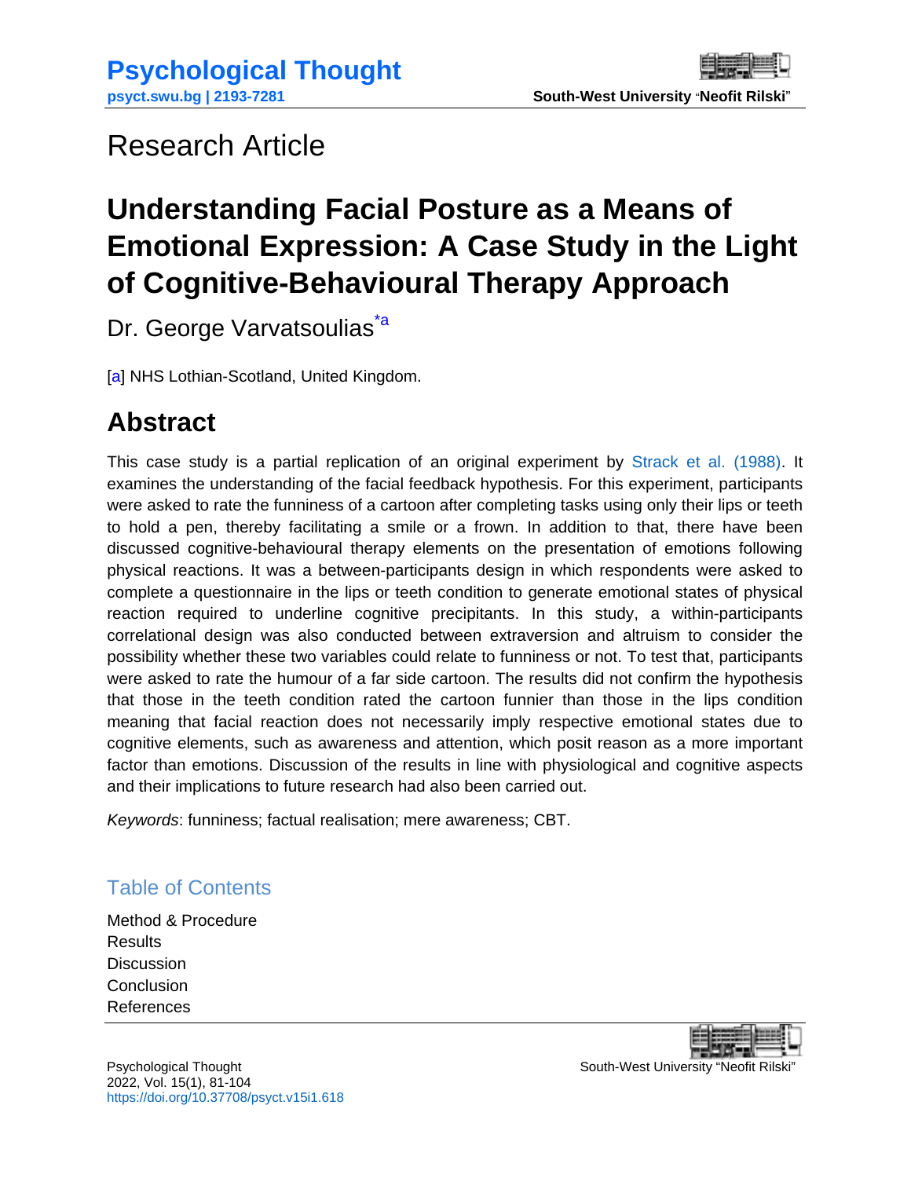Research Article

# Understanding Facial Posture as a Means of Emotional Expression: A Case Study in the Light of Cognitive-Behavioural Therapy Approach

Dr. George Varvatsoulias[*a]

[a] NHS Lothian-Scotland, United Kingdom.

## Abstract

This case study is a partial replication of an original experiment by Strack et al. (1988). It examines the understanding of the facial feedback hypothesis. For this experiment, participants were asked to rate the funniness of a cartoon after completing tasks using only their lips or teeth to hold a pen, thereby facilitating a smile or a frown. In addition to that, there have been discussed cognitive-behavioural therapy elements on the presentation of emotions following physical reactions. It was a between-participants design in which respondents were asked to complete a questionnaire in the lips or teeth condition to generate emotional states of physical reaction required to underline cognitive precipitants. In this study, a within-participants correlational design was also conducted between extraversion and altruism to consider the possibility whether these two variables could relate to funniness or not. To test that, participants were asked to rate the humour of a far side cartoon. The results did not confirm the hypothesis that those in the teeth condition rated the cartoon funnier than those in the lips condition meaning that facial reaction does not necessarily imply respective emotional states due to cognitive elements, such as awareness and attention, which posit reason as a more important factor than emotions. Discussion of the results in line with physiological and cognitive aspects and their implications to future research had also been carried out.

*Keywords*: funniness; factual realisation; mere awareness; CBT.

## Table of Contents

Method & Procedure
Results
Discussion
Conclusion
References

Psychological Thought
2022, Vol. 15(1), 81-104
https://doi.org/10.37708/psyct.v15i1.618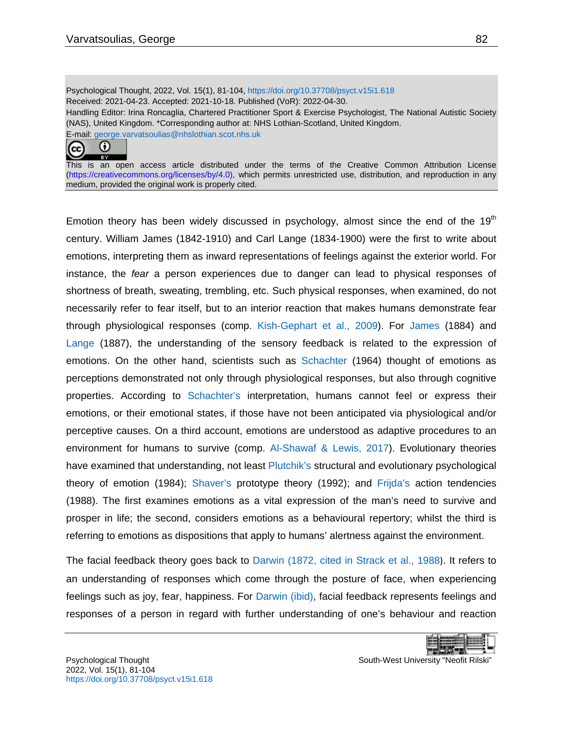Psychological Thought, 2022, Vol. 15(1), 81-104, https://doi.org/10.37708/psyct.v15i1.618
Received: 2021-04-23. Accepted: 2021-10-18. Published (VoR): 2022-04-30.
Handling Editor: Irina Roncaglia, Chartered Practitioner Sport & Exercise Psychologist, The National Autistic Society (NAS), United Kingdom. *Corresponding author at: NHS Lothian-Scotland, United Kingdom.
E-mail: george.varvatsoulias@nhslothian.scot.nhs.uk

This is an open access article distributed under the terms of the Creative Common Attribution License (https://creativecommons.org/licenses/by/4.0), which permits unrestricted use, distribution, and reproduction in any medium, provided the original work is properly cited.

Emotion theory has been widely discussed in psychology, almost since the end of the 19th century. William James (1842-1910) and Carl Lange (1834-1900) were the first to write about emotions, interpreting them as inward representations of feelings against the exterior world. For instance, the *fear* a person experiences due to danger can lead to physical responses of shortness of breath, sweating, trembling, etc. Such physical responses, when examined, do not necessarily refer to fear itself, but to an interior reaction that makes humans demonstrate fear through physiological responses (comp. Kish-Gephart et al., 2009). For James (1884) and Lange (1887), the understanding of the sensory feedback is related to the expression of emotions. On the other hand, scientists such as Schachter (1964) thought of emotions as perceptions demonstrated not only through physiological responses, but also through cognitive properties. According to Schachter's interpretation, humans cannot feel or express their emotions, or their emotional states, if those have not been anticipated via physiological and/or perceptive causes. On a third account, emotions are understood as adaptive procedures to an environment for humans to survive (comp. Al-Shawaf & Lewis, 2017). Evolutionary theories have examined that understanding, not least Plutchik's structural and evolutionary psychological theory of emotion (1984); Shaver's prototype theory (1992); and Frijda's action tendencies (1988). The first examines emotions as a vital expression of the man's need to survive and prosper in life; the second, considers emotions as a behavioural repertory; whilst the third is referring to emotions as dispositions that apply to humans' alertness against the environment.

The facial feedback theory goes back to Darwin (1872, cited in Strack et al., 1988). It refers to an understanding of responses which come through the posture of face, when experiencing feelings such as joy, fear, happiness. For Darwin (ibid), facial feedback represents feelings and responses of a person in regard with further understanding of one's behaviour and reaction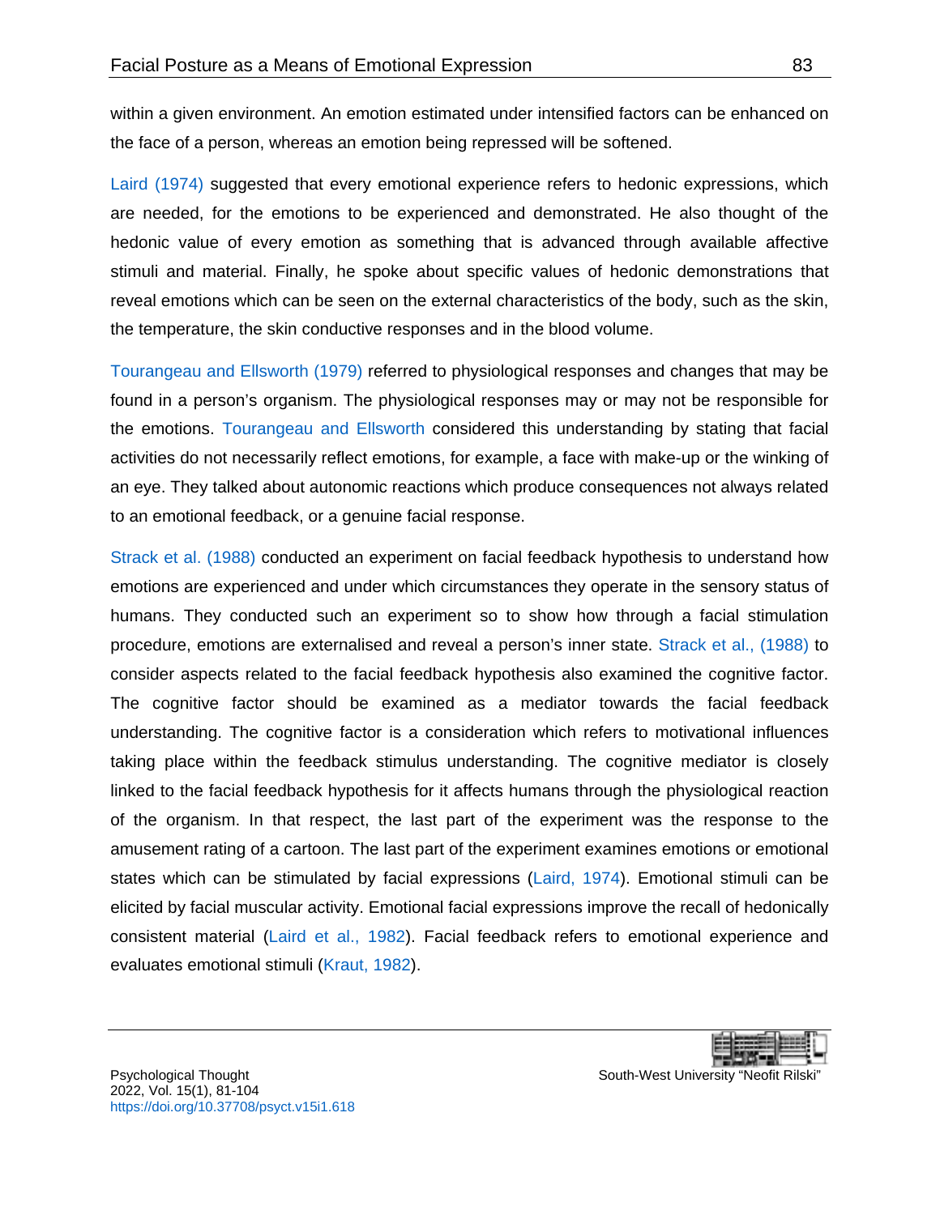within a given environment. An emotion estimated under intensified factors can be enhanced on the face of a person, whereas an emotion being repressed will be softened.

Laird (1974) suggested that every emotional experience refers to hedonic expressions, which are needed, for the emotions to be experienced and demonstrated. He also thought of the hedonic value of every emotion as something that is advanced through available affective stimuli and material. Finally, he spoke about specific values of hedonic demonstrations that reveal emotions which can be seen on the external characteristics of the body, such as the skin, the temperature, the skin conductive responses and in the blood volume.

Tourangeau and Ellsworth (1979) referred to physiological responses and changes that may be found in a person's organism. The physiological responses may or may not be responsible for the emotions. Tourangeau and Ellsworth considered this understanding by stating that facial activities do not necessarily reflect emotions, for example, a face with make-up or the winking of an eye. They talked about autonomic reactions which produce consequences not always related to an emotional feedback, or a genuine facial response.

Strack et al. (1988) conducted an experiment on facial feedback hypothesis to understand how emotions are experienced and under which circumstances they operate in the sensory status of humans. They conducted such an experiment so to show how through a facial stimulation procedure, emotions are externalised and reveal a person's inner state. Strack et al., (1988) to consider aspects related to the facial feedback hypothesis also examined the cognitive factor. The cognitive factor should be examined as a mediator towards the facial feedback understanding. The cognitive factor is a consideration which refers to motivational influences taking place within the feedback stimulus understanding. The cognitive mediator is closely linked to the facial feedback hypothesis for it affects humans through the physiological reaction of the organism. In that respect, the last part of the experiment was the response to the amusement rating of a cartoon. The last part of the experiment examines emotions or emotional states which can be stimulated by facial expressions (Laird, 1974). Emotional stimuli can be elicited by facial muscular activity. Emotional facial expressions improve the recall of hedonically consistent material (Laird et al., 1982). Facial feedback refers to emotional experience and evaluates emotional stimuli (Kraut, 1982).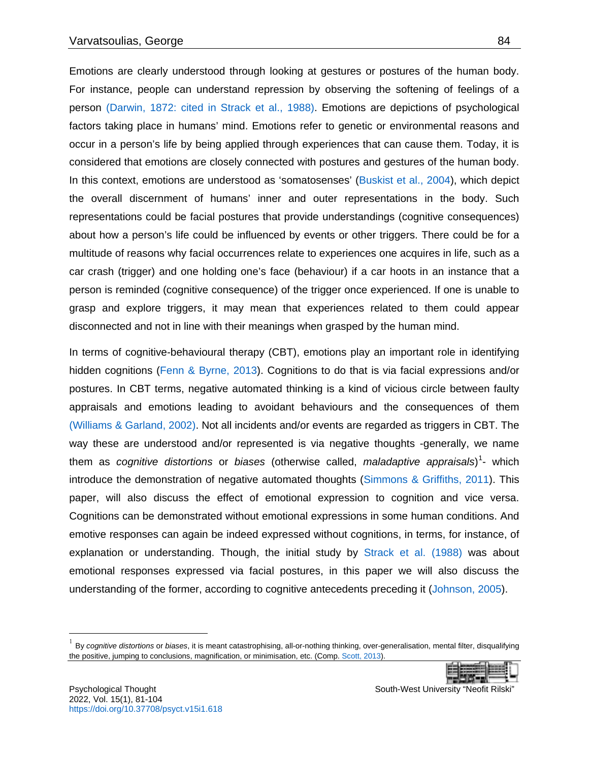Emotions are clearly understood through looking at gestures or postures of the human body. For instance, people can understand repression by observing the softening of feelings of a person (Darwin, 1872: cited in Strack et al., 1988). Emotions are depictions of psychological factors taking place in humans' mind. Emotions refer to genetic or environmental reasons and occur in a person's life by being applied through experiences that can cause them. Today, it is considered that emotions are closely connected with postures and gestures of the human body. In this context, emotions are understood as 'somatosenses' (Buskist et al., 2004), which depict the overall discernment of humans' inner and outer representations in the body. Such representations could be facial postures that provide understandings (cognitive consequences) about how a person's life could be influenced by events or other triggers. There could be for a multitude of reasons why facial occurrences relate to experiences one acquires in life, such as a car crash (trigger) and one holding one's face (behaviour) if a car hoots in an instance that a person is reminded (cognitive consequence) of the trigger once experienced. If one is unable to grasp and explore triggers, it may mean that experiences related to them could appear disconnected and not in line with their meanings when grasped by the human mind.

In terms of cognitive-behavioural therapy (CBT), emotions play an important role in identifying hidden cognitions (Fenn & Byrne, 2013). Cognitions to do that is via facial expressions and/or postures. In CBT terms, negative automated thinking is a kind of vicious circle between faulty appraisals and emotions leading to avoidant behaviours and the consequences of them (Williams & Garland, 2002). Not all incidents and/or events are regarded as triggers in CBT. The way these are understood and/or represented is via negative thoughts -generally, we name them as *cognitive distortions* or *biases* (otherwise called, *maladaptive appraisals*)[1]- which introduce the demonstration of negative automated thoughts (Simmons & Griffiths, 2011). This paper, will also discuss the effect of emotional expression to cognition and vice versa. Cognitions can be demonstrated without emotional expressions in some human conditions. And emotive responses can again be indeed expressed without cognitions, in terms, for instance, of explanation or understanding. Though, the initial study by Strack et al. (1988) was about emotional responses expressed via facial postures, in this paper we will also discuss the understanding of the former, according to cognitive antecedents preceding it (Johnson, 2005).

---

[1] By *cognitive distortions* or *biases*, it is meant catastrophising, all-or-nothing thinking, over-generalisation, mental filter, disqualifying the positive, jumping to conclusions, magnification, or minimisation, etc. (Comp. Scott, 2013).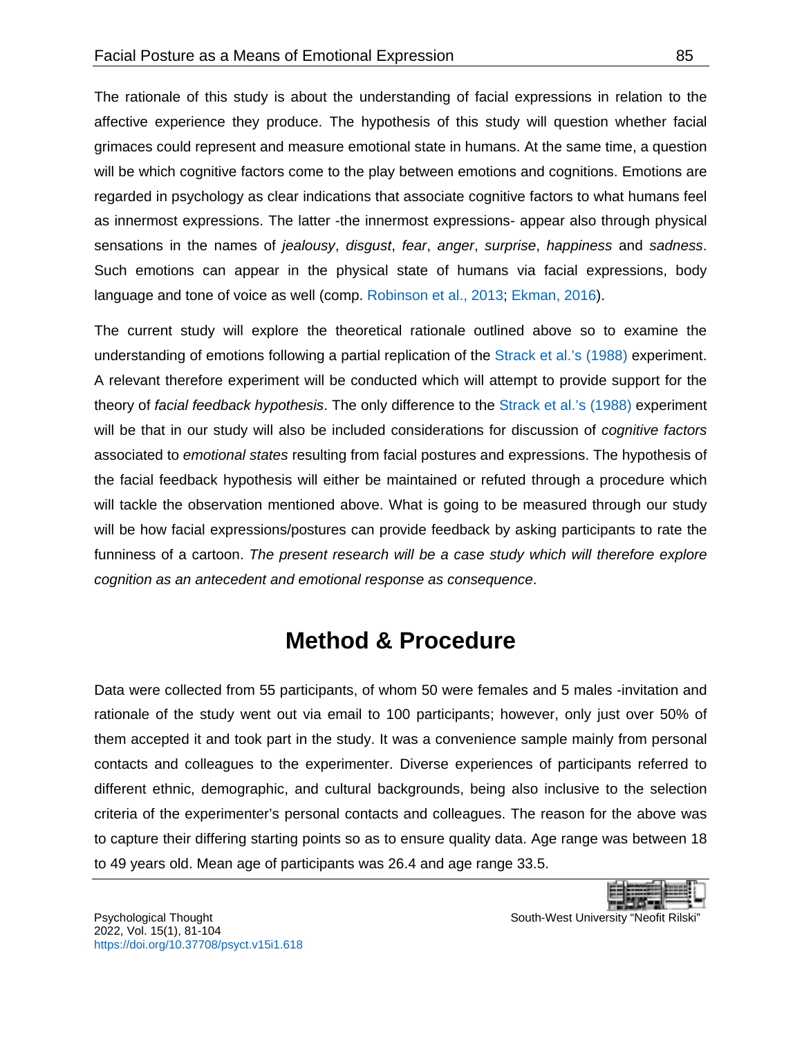The rationale of this study is about the understanding of facial expressions in relation to the affective experience they produce. The hypothesis of this study will question whether facial grimaces could represent and measure emotional state in humans. At the same time, a question will be which cognitive factors come to the play between emotions and cognitions. Emotions are regarded in psychology as clear indications that associate cognitive factors to what humans feel as innermost expressions. The latter -the innermost expressions- appear also through physical sensations in the names of *jealousy*, *disgust*, *fear*, *anger*, *surprise*, *happiness* and *sadness*. Such emotions can appear in the physical state of humans via facial expressions, body language and tone of voice as well (comp. Robinson et al., 2013; Ekman, 2016).

The current study will explore the theoretical rationale outlined above so to examine the understanding of emotions following a partial replication of the Strack et al.'s (1988) experiment. A relevant therefore experiment will be conducted which will attempt to provide support for the theory of *facial feedback hypothesis*. The only difference to the Strack et al.'s (1988) experiment will be that in our study will also be included considerations for discussion of *cognitive factors* associated to *emotional states* resulting from facial postures and expressions. The hypothesis of the facial feedback hypothesis will either be maintained or refuted through a procedure which will tackle the observation mentioned above. What is going to be measured through our study will be how facial expressions/postures can provide feedback by asking participants to rate the funniness of a cartoon. *The present research will be a case study which will therefore explore cognition as an antecedent and emotional response as consequence*.

# Method & Procedure

Data were collected from 55 participants, of whom 50 were females and 5 males -invitation and rationale of the study went out via email to 100 participants; however, only just over 50% of them accepted it and took part in the study. It was a convenience sample mainly from personal contacts and colleagues to the experimenter. Diverse experiences of participants referred to different ethnic, demographic, and cultural backgrounds, being also inclusive to the selection criteria of the experimenter's personal contacts and colleagues. The reason for the above was to capture their differing starting points so as to ensure quality data. Age range was between 18 to 49 years old. Mean age of participants was 26.4 and age range 33.5.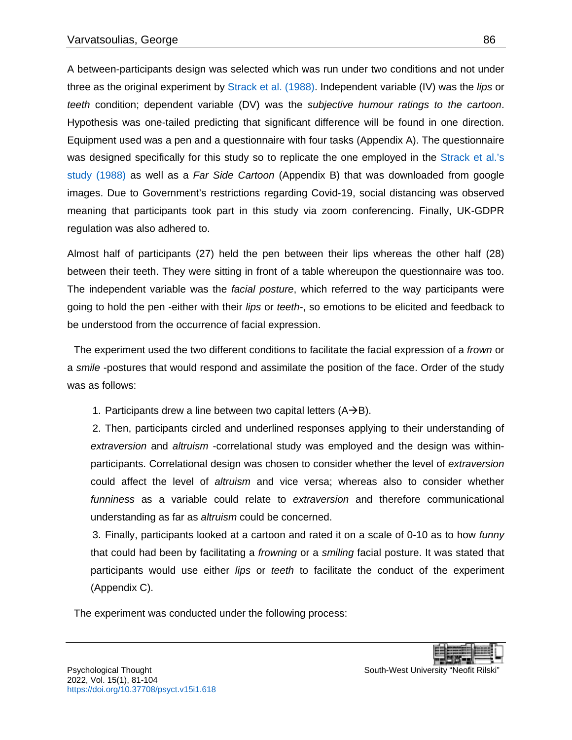A between-participants design was selected which was run under two conditions and not under three as the original experiment by Strack et al. (1988). Independent variable (IV) was the *lips* or *teeth* condition; dependent variable (DV) was the *subjective humour ratings to the cartoon*. Hypothesis was one-tailed predicting that significant difference will be found in one direction. Equipment used was a pen and a questionnaire with four tasks (Appendix A). The questionnaire was designed specifically for this study so to replicate the one employed in the Strack et al.'s study (1988) as well as a *Far Side Cartoon* (Appendix B) that was downloaded from google images. Due to Government's restrictions regarding Covid-19, social distancing was observed meaning that participants took part in this study via zoom conferencing. Finally, UK-GDPR regulation was also adhered to.

Almost half of participants (27) held the pen between their lips whereas the other half (28) between their teeth. They were sitting in front of a table whereupon the questionnaire was too. The independent variable was the *facial posture*, which referred to the way participants were going to hold the pen -either with their *lips* or *teeth*-, so emotions to be elicited and feedback to be understood from the occurrence of facial expression.

The experiment used the two different conditions to facilitate the facial expression of a *frown* or a *smile* -postures that would respond and assimilate the position of the face. Order of the study was as follows:

1. Participants drew a line between two capital letters (A→B).
2. Then, participants circled and underlined responses applying to their understanding of *extraversion* and *altruism* -correlational study was employed and the design was within-participants. Correlational design was chosen to consider whether the level of *extraversion* could affect the level of *altruism* and vice versa; whereas also to consider whether *funniness* as a variable could relate to *extraversion* and therefore communicational understanding as far as *altruism* could be concerned.
3. Finally, participants looked at a cartoon and rated it on a scale of 0-10 as to how *funny* that could had been by facilitating a *frowning* or a *smiling* facial posture. It was stated that participants would use either *lips* or *teeth* to facilitate the conduct of the experiment (Appendix C).

The experiment was conducted under the following process: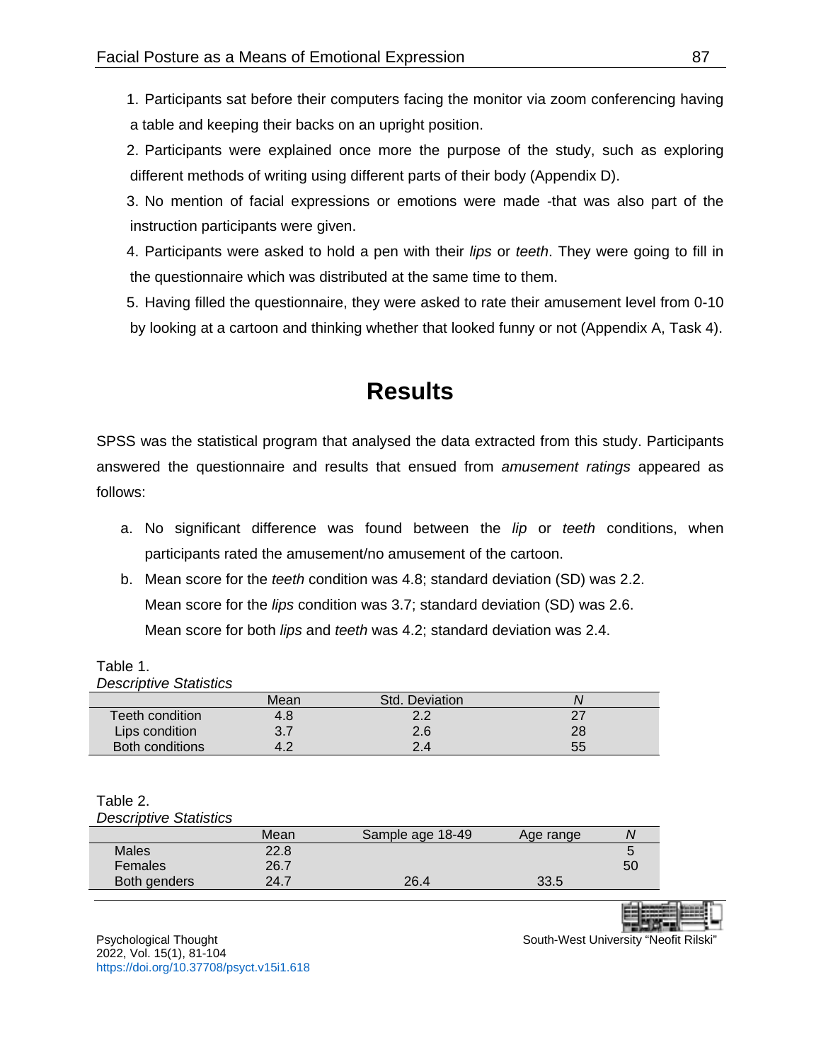1. Participants sat before their computers facing the monitor via zoom conferencing having a table and keeping their backs on an upright position.
2. Participants were explained once more the purpose of the study, such as exploring different methods of writing using different parts of their body (Appendix D).
3. No mention of facial expressions or emotions were made -that was also part of the instruction participants were given.
4. Participants were asked to hold a pen with their *lips* or *teeth*. They were going to fill in the questionnaire which was distributed at the same time to them.
5. Having filled the questionnaire, they were asked to rate their amusement level from 0-10 by looking at a cartoon and thinking whether that looked funny or not (Appendix A, Task 4).

# Results

SPSS was the statistical program that analysed the data extracted from this study. Participants answered the questionnaire and results that ensued from *amusement ratings* appeared as follows:

a. No significant difference was found between the *lip* or *teeth* conditions, when participants rated the amusement/no amusement of the cartoon.
b. Mean score for the *teeth* condition was 4.8; standard deviation (SD) was 2.2. Mean score for the *lips* condition was 3.7; standard deviation (SD) was 2.6. Mean score for both *lips* and *teeth* was 4.2; standard deviation was 2.4.

Table 1.
*Descriptive Statistics*

| | Mean | Std. Deviation | *N* |
|---|---|---|---|
| Teeth condition | 4.8 | 2.2 | 27 |
| Lips condition | 3.7 | 2.6 | 28 |
| Both conditions | 4.2 | 2.4 | 55 |

Table 2.
*Descriptive Statistics*

| | Mean | Sample age 18-49 | Age range | *N* |
|---|---|---|---|---|
| Males | 22.8 | | | 5 |
| Females | 26.7 | | | 50 |
| Both genders | 24.7 | 26.4 | 33.5 | |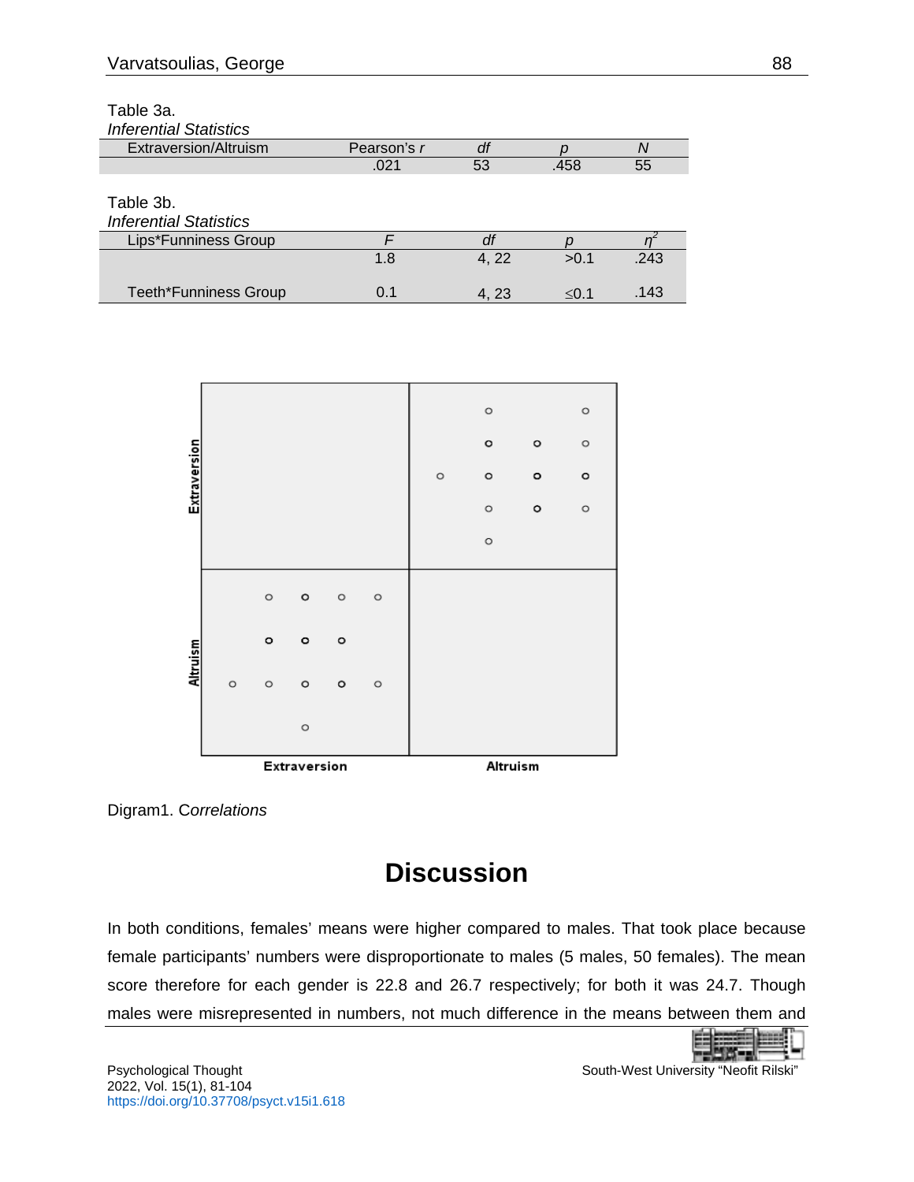Table 3a.

*Inferential Statistics*

| Extraversion/Altruism | Pearson's *r* | *df* | *p* | *N* |
|---|---|---|---|---|
| | .021 | 53 | .458 | 55 |

Table 3b.

*Inferential Statistics*

| Lips*Funniness Group | *F* | *df* | *p* | $\eta^2$ |
|---|---|---|---|---|
| | 1.8 | 4, 22 | >0.1 | .243 |
| Teeth*Funniness Group | 0.1 | 4, 23 | ≤0.1 | .143 |

Digram1. C*orrelations*

# Discussion

In both conditions, females' means were higher compared to males. That took place because female participants' numbers were disproportionate to males (5 males, 50 females). The mean score therefore for each gender is 22.8 and 26.7 respectively; for both it was 24.7. Though males were misrepresented in numbers, not much difference in the means between them and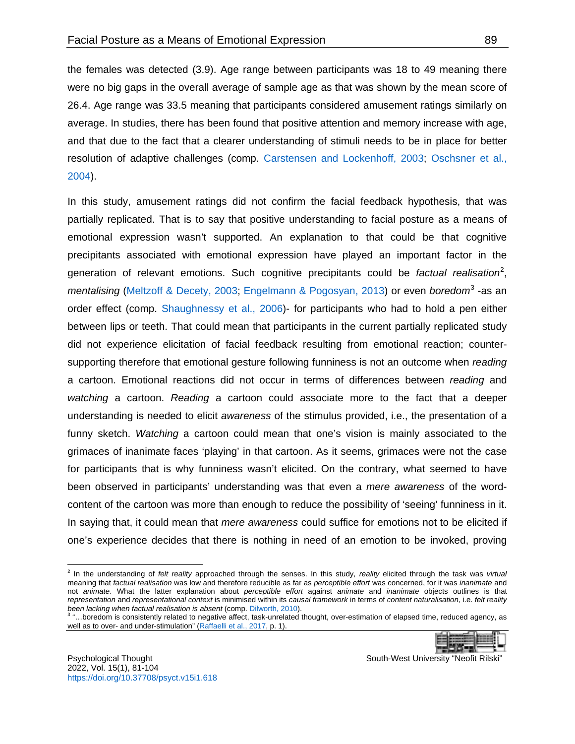the females was detected (3.9). Age range between participants was 18 to 49 meaning there were no big gaps in the overall average of sample age as that was shown by the mean score of 26.4. Age range was 33.5 meaning that participants considered amusement ratings similarly on average. In studies, there has been found that positive attention and memory increase with age, and that due to the fact that a clearer understanding of stimuli needs to be in place for better resolution of adaptive challenges (comp. Carstensen and Lockenhoff, 2003; Oschsner et al., 2004).

In this study, amusement ratings did not confirm the facial feedback hypothesis, that was partially replicated. That is to say that positive understanding to facial posture as a means of emotional expression wasn't supported. An explanation to that could be that cognitive precipitants associated with emotional expression have played an important factor in the generation of relevant emotions. Such cognitive precipitants could be *factual realisation*[2], *mentalising* (Meltzoff & Decety, 2003; Engelmann & Pogosyan, 2013) or even *boredom*[3] -as an order effect (comp. Shaughnessy et al., 2006)- for participants who had to hold a pen either between lips or teeth. That could mean that participants in the current partially replicated study did not experience elicitation of facial feedback resulting from emotional reaction; counter-supporting therefore that emotional gesture following funniness is not an outcome when *reading* a cartoon. Emotional reactions did not occur in terms of differences between *reading* and *watching* a cartoon. *Reading* a cartoon could associate more to the fact that a deeper understanding is needed to elicit *awareness* of the stimulus provided, i.e., the presentation of a funny sketch. *Watching* a cartoon could mean that one's vision is mainly associated to the grimaces of inanimate faces 'playing' in that cartoon. As it seems, grimaces were not the case for participants that is why funniness wasn't elicited. On the contrary, what seemed to have been observed in participants' understanding was that even a *mere awareness* of the word-content of the cartoon was more than enough to reduce the possibility of 'seeing' funniness in it. In saying that, it could mean that *mere awareness* could suffice for emotions not to be elicited if one's experience decides that there is nothing in need of an emotion to be invoked, proving

---

[2] In the understanding of *felt reality* approached through the senses. In this study, *reality* elicited through the task was *virtual* meaning that *factual realisation* was low and therefore reducible as far as *perceptible effort* was concerned, for it was *inanimate* and not *animate*. What the latter explanation about *perceptible effort* against *animate* and *inanimate* objects outlines is that *representation* and *representational context* is minimised within its *causal framework* in terms of *content naturalisation*, i.e. *felt reality been lacking when factual realisation is absent* (comp. Dilworth, 2010).

[3] "…boredom is consistently related to negative affect, task-unrelated thought, over-estimation of elapsed time, reduced agency, as well as to over- and under-stimulation" (Raffaelli et al., 2017, p. 1).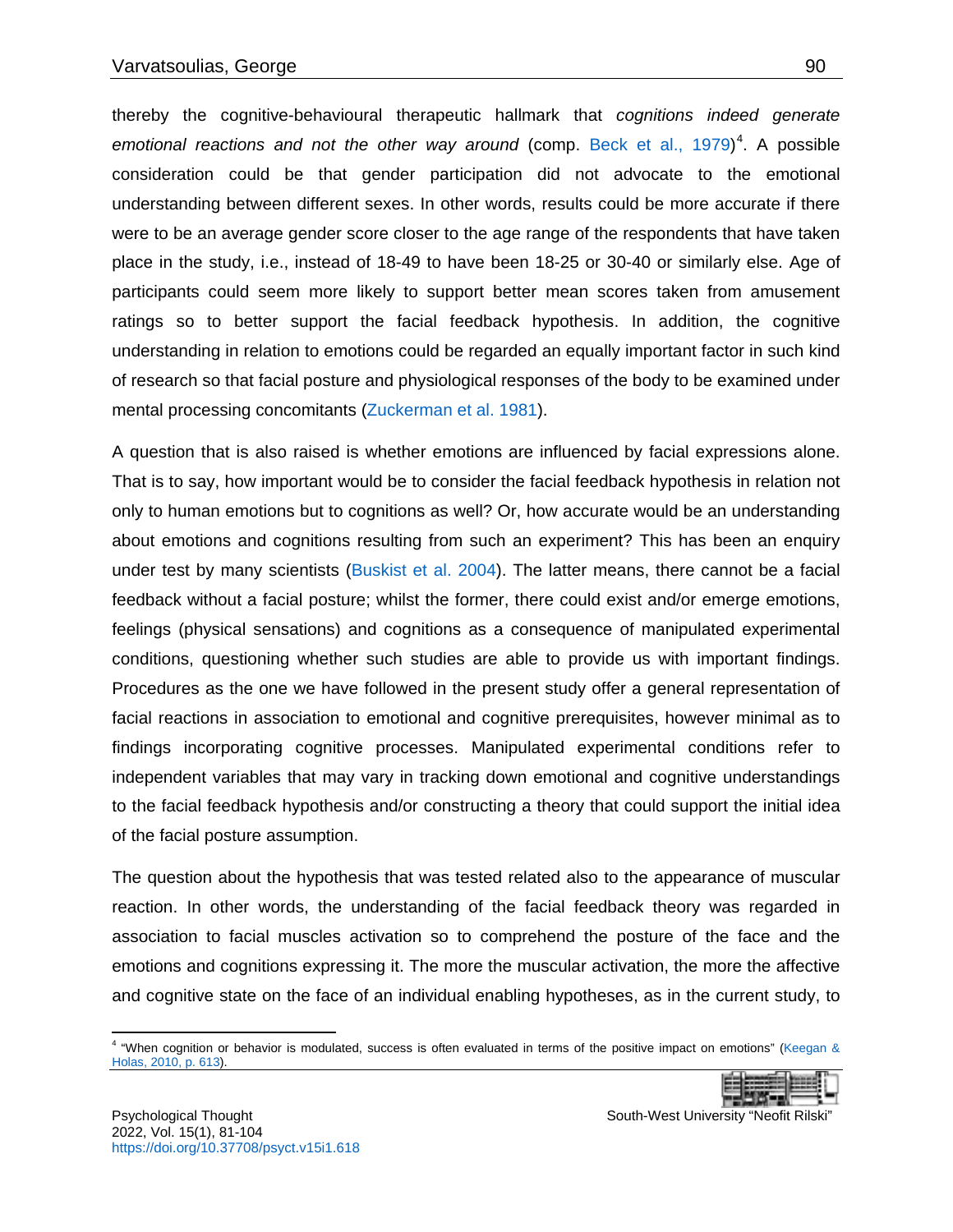thereby the cognitive-behavioural therapeutic hallmark that *cognitions indeed generate emotional reactions and not the other way around* (comp. Beck et al., 1979)[4]. A possible consideration could be that gender participation did not advocate to the emotional understanding between different sexes. In other words, results could be more accurate if there were to be an average gender score closer to the age range of the respondents that have taken place in the study, i.e., instead of 18-49 to have been 18-25 or 30-40 or similarly else. Age of participants could seem more likely to support better mean scores taken from amusement ratings so to better support the facial feedback hypothesis. In addition, the cognitive understanding in relation to emotions could be regarded an equally important factor in such kind of research so that facial posture and physiological responses of the body to be examined under mental processing concomitants (Zuckerman et al. 1981).

A question that is also raised is whether emotions are influenced by facial expressions alone. That is to say, how important would be to consider the facial feedback hypothesis in relation not only to human emotions but to cognitions as well? Or, how accurate would be an understanding about emotions and cognitions resulting from such an experiment? This has been an enquiry under test by many scientists (Buskist et al. 2004). The latter means, there cannot be a facial feedback without a facial posture; whilst the former, there could exist and/or emerge emotions, feelings (physical sensations) and cognitions as a consequence of manipulated experimental conditions, questioning whether such studies are able to provide us with important findings. Procedures as the one we have followed in the present study offer a general representation of facial reactions in association to emotional and cognitive prerequisites, however minimal as to findings incorporating cognitive processes. Manipulated experimental conditions refer to independent variables that may vary in tracking down emotional and cognitive understandings to the facial feedback hypothesis and/or constructing a theory that could support the initial idea of the facial posture assumption.

The question about the hypothesis that was tested related also to the appearance of muscular reaction. In other words, the understanding of the facial feedback theory was regarded in association to facial muscles activation so to comprehend the posture of the face and the emotions and cognitions expressing it. The more the muscular activation, the more the affective and cognitive state on the face of an individual enabling hypotheses, as in the current study, to

[4] "When cognition or behavior is modulated, success is often evaluated in terms of the positive impact on emotions" (Keegan & Holas, 2010, p. 613).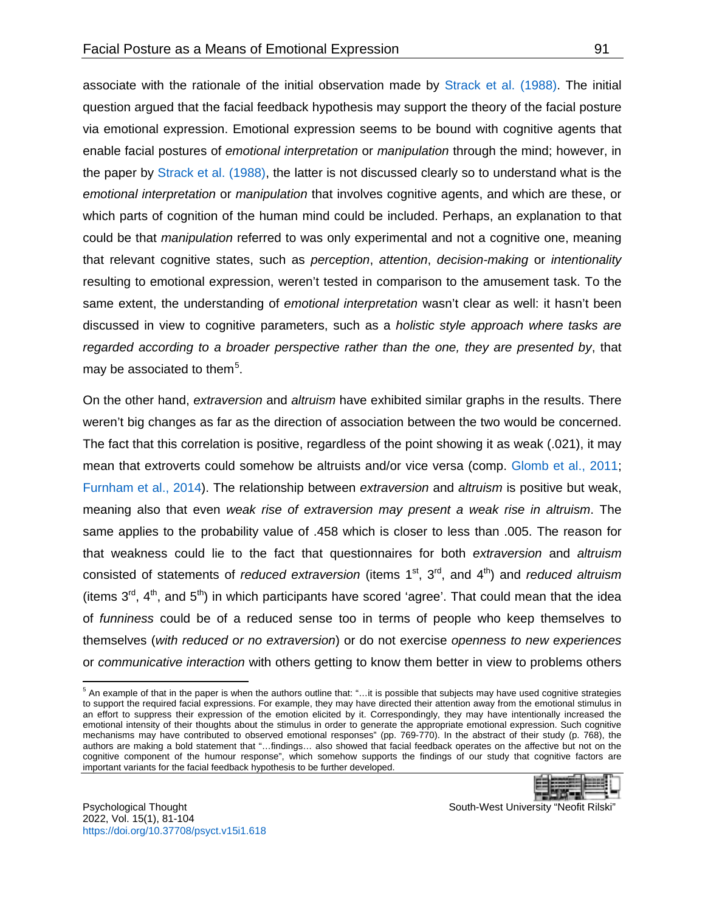associate with the rationale of the initial observation made by Strack et al. (1988). The initial question argued that the facial feedback hypothesis may support the theory of the facial posture via emotional expression. Emotional expression seems to be bound with cognitive agents that enable facial postures of *emotional interpretation* or *manipulation* through the mind; however, in the paper by Strack et al. (1988), the latter is not discussed clearly so to understand what is the *emotional interpretation* or *manipulation* that involves cognitive agents, and which are these, or which parts of cognition of the human mind could be included. Perhaps, an explanation to that could be that *manipulation* referred to was only experimental and not a cognitive one, meaning that relevant cognitive states, such as *perception*, *attention*, *decision-making* or *intentionality* resulting to emotional expression, weren't tested in comparison to the amusement task. To the same extent, the understanding of *emotional interpretation* wasn't clear as well: it hasn't been discussed in view to cognitive parameters, such as a *holistic style approach where tasks are regarded according to a broader perspective rather than the one, they are presented by*, that may be associated to them[5].

On the other hand, *extraversion* and *altruism* have exhibited similar graphs in the results. There weren't big changes as far as the direction of association between the two would be concerned. The fact that this correlation is positive, regardless of the point showing it as weak (.021), it may mean that extroverts could somehow be altruists and/or vice versa (comp. Glomb et al., 2011; Furnham et al., 2014). The relationship between *extraversion* and *altruism* is positive but weak, meaning also that even *weak rise of extraversion may present a weak rise in altruism*. The same applies to the probability value of .458 which is closer to less than .005. The reason for that weakness could lie to the fact that questionnaires for both *extraversion* and *altruism* consisted of statements of *reduced extraversion* (items 1st, 3rd, and 4th) and *reduced altruism* (items 3rd, 4th, and 5th) in which participants have scored 'agree'. That could mean that the idea of *funniness* could be of a reduced sense too in terms of people who keep themselves to themselves (*with reduced or no extraversion*) or do not exercise *openness to new experiences* or *communicative interaction* with others getting to know them better in view to problems others

---

[5] An example of that in the paper is when the authors outline that: "…it is possible that subjects may have used cognitive strategies to support the required facial expressions. For example, they may have directed their attention away from the emotional stimulus in an effort to suppress their expression of the emotion elicited by it. Correspondingly, they may have intentionally increased the emotional intensity of their thoughts about the stimulus in order to generate the appropriate emotional expression. Such cognitive mechanisms may have contributed to observed emotional responses" (pp. 769-770). In the abstract of their study (p. 768), the authors are making a bold statement that "…findings… also showed that facial feedback operates on the affective but not on the cognitive component of the humour response", which somehow supports the findings of our study that cognitive factors are important variants for the facial feedback hypothesis to be further developed.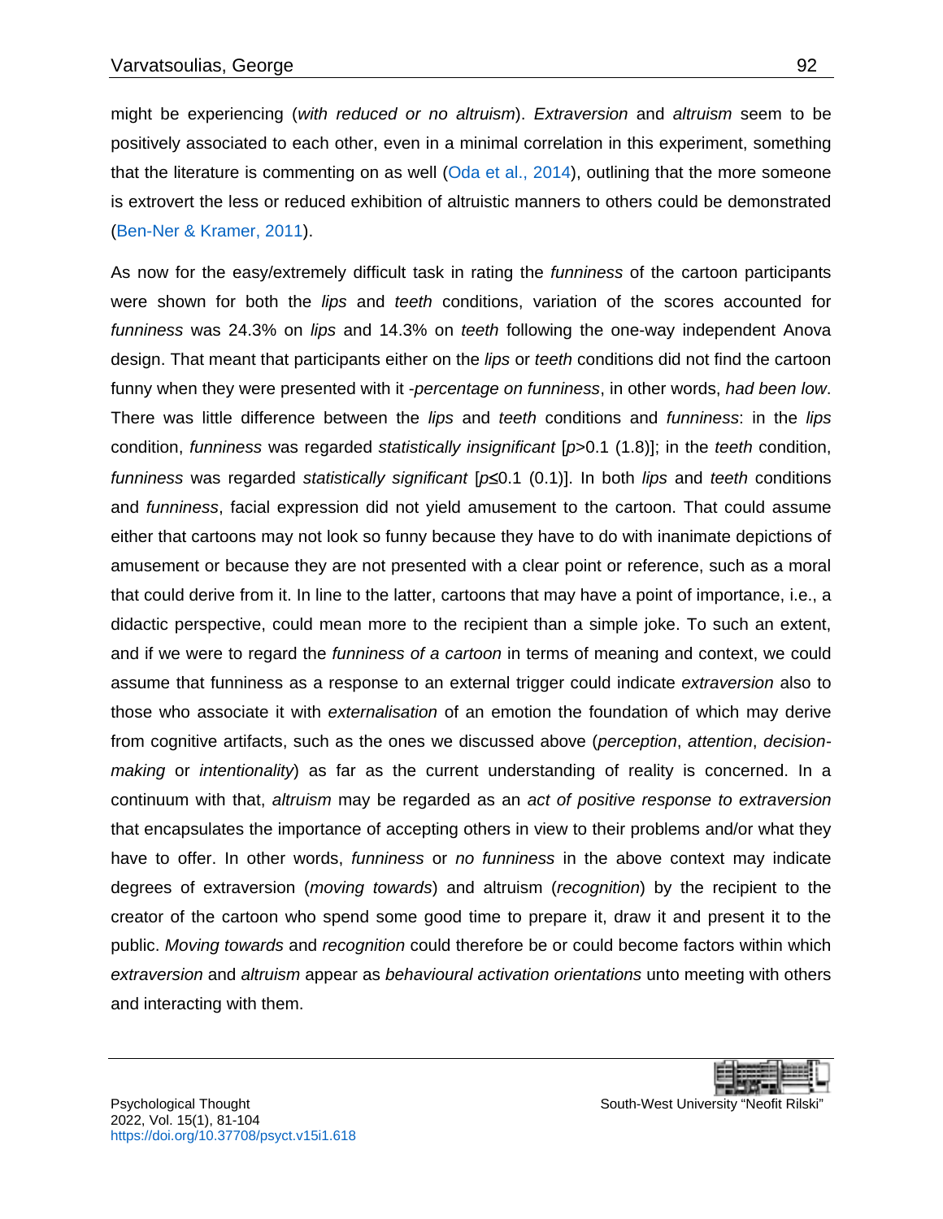might be experiencing (*with reduced or no altruism*). *Extraversion* and *altruism* seem to be positively associated to each other, even in a minimal correlation in this experiment, something that the literature is commenting on as well (Oda et al., 2014), outlining that the more someone is extrovert the less or reduced exhibition of altruistic manners to others could be demonstrated (Ben-Ner & Kramer, 2011).

As now for the easy/extremely difficult task in rating the *funniness* of the cartoon participants were shown for both the *lips* and *teeth* conditions, variation of the scores accounted for *funniness* was 24.3% on *lips* and 14.3% on *teeth* following the one-way independent Anova design. That meant that participants either on the *lips* or *teeth* conditions did not find the cartoon funny when they were presented with it -*percentage on funniness*, in other words, *had been low*. There was little difference between the *lips* and *teeth* conditions and *funniness*: in the *lips* condition, *funniness* was regarded *statistically insignificant* [$p$>0.1 (1.8)]; in the *teeth* condition, *funniness* was regarded *statistically significant* [$p$≤0.1 (0.1)]. In both *lips* and *teeth* conditions and *funniness*, facial expression did not yield amusement to the cartoon. That could assume either that cartoons may not look so funny because they have to do with inanimate depictions of amusement or because they are not presented with a clear point or reference, such as a moral that could derive from it. In line to the latter, cartoons that may have a point of importance, i.e., a didactic perspective, could mean more to the recipient than a simple joke. To such an extent, and if we were to regard the *funniness of a cartoon* in terms of meaning and context, we could assume that funniness as a response to an external trigger could indicate *extraversion* also to those who associate it with *externalisation* of an emotion the foundation of which may derive from cognitive artifacts, such as the ones we discussed above (*perception*, *attention*, *decision-making* or *intentionality*) as far as the current understanding of reality is concerned. In a continuum with that, *altruism* may be regarded as an *act of positive response to extraversion* that encapsulates the importance of accepting others in view to their problems and/or what they have to offer. In other words, *funniness* or *no funniness* in the above context may indicate degrees of extraversion (*moving towards*) and altruism (*recognition*) by the recipient to the creator of the cartoon who spend some good time to prepare it, draw it and present it to the public. *Moving towards* and *recognition* could therefore be or could become factors within which *extraversion* and *altruism* appear as *behavioural activation orientations* unto meeting with others and interacting with them.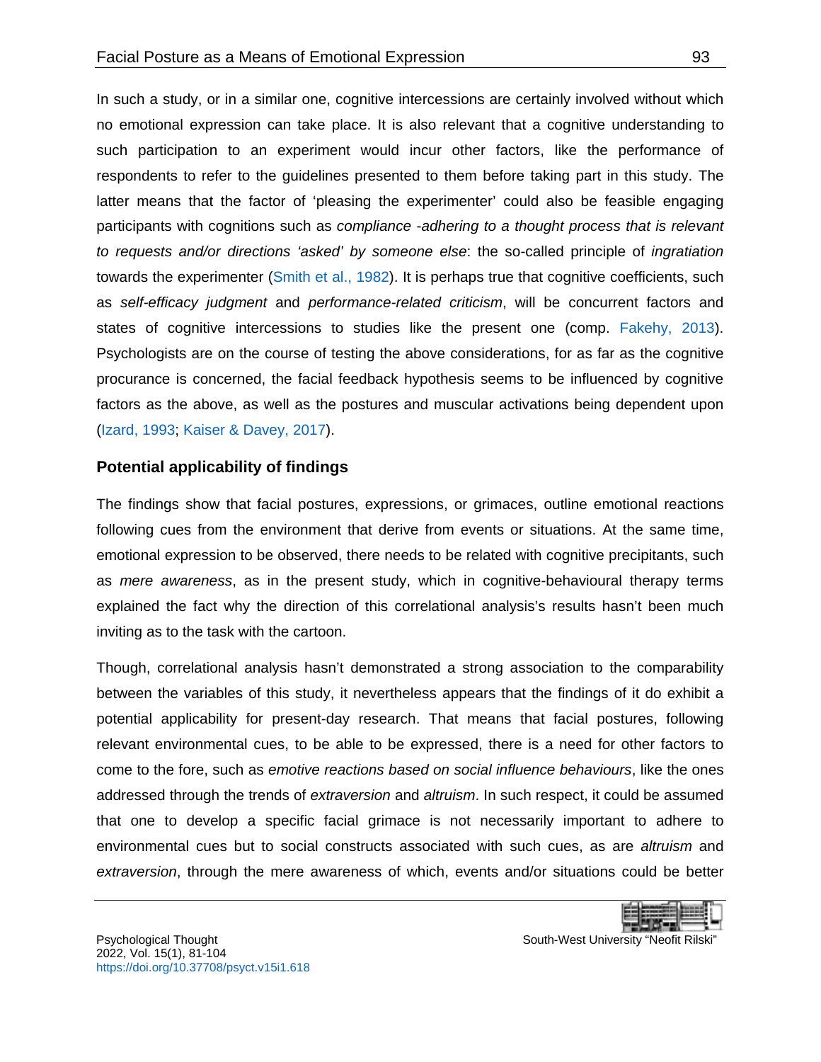In such a study, or in a similar one, cognitive intercessions are certainly involved without which no emotional expression can take place. It is also relevant that a cognitive understanding to such participation to an experiment would incur other factors, like the performance of respondents to refer to the guidelines presented to them before taking part in this study. The latter means that the factor of 'pleasing the experimenter' could also be feasible engaging participants with cognitions such as *compliance -adhering to a thought process that is relevant to requests and/or directions 'asked' by someone else*: the so-called principle of *ingratiation* towards the experimenter (Smith et al., 1982). It is perhaps true that cognitive coefficients, such as *self-efficacy judgment* and *performance-related criticism*, will be concurrent factors and states of cognitive intercessions to studies like the present one (comp. Fakehy, 2013). Psychologists are on the course of testing the above considerations, for as far as the cognitive procurance is concerned, the facial feedback hypothesis seems to be influenced by cognitive factors as the above, as well as the postures and muscular activations being dependent upon (Izard, 1993; Kaiser & Davey, 2017).

## Potential applicability of findings

The findings show that facial postures, expressions, or grimaces, outline emotional reactions following cues from the environment that derive from events or situations. At the same time, emotional expression to be observed, there needs to be related with cognitive precipitants, such as *mere awareness*, as in the present study, which in cognitive-behavioural therapy terms explained the fact why the direction of this correlational analysis's results hasn't been much inviting as to the task with the cartoon.

Though, correlational analysis hasn't demonstrated a strong association to the comparability between the variables of this study, it nevertheless appears that the findings of it do exhibit a potential applicability for present-day research. That means that facial postures, following relevant environmental cues, to be able to be expressed, there is a need for other factors to come to the fore, such as *emotive reactions based on social influence behaviours*, like the ones addressed through the trends of *extraversion* and *altruism*. In such respect, it could be assumed that one to develop a specific facial grimace is not necessarily important to adhere to environmental cues but to social constructs associated with such cues, as are *altruism* and *extraversion*, through the mere awareness of which, events and/or situations could be better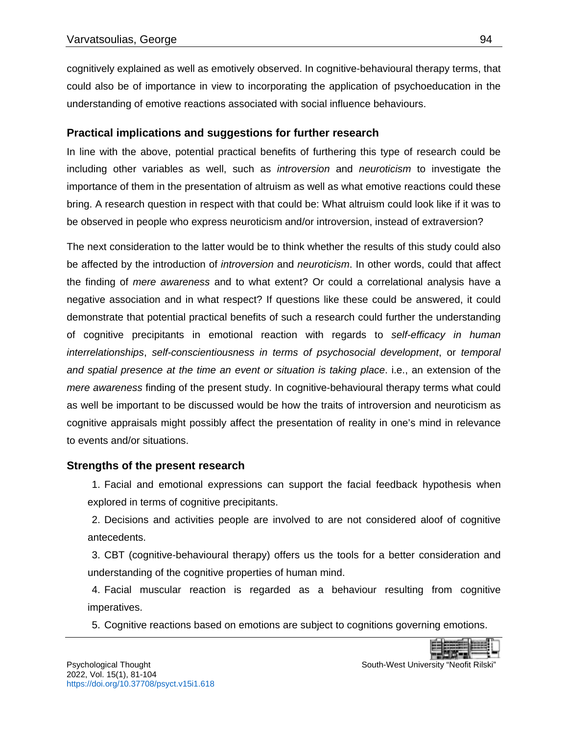cognitively explained as well as emotively observed. In cognitive-behavioural therapy terms, that could also be of importance in view to incorporating the application of psychoeducation in the understanding of emotive reactions associated with social influence behaviours.

### Practical implications and suggestions for further research

In line with the above, potential practical benefits of furthering this type of research could be including other variables as well, such as *introversion* and *neuroticism* to investigate the importance of them in the presentation of altruism as well as what emotive reactions could these bring. A research question in respect with that could be: What altruism could look like if it was to be observed in people who express neuroticism and/or introversion, instead of extraversion?

The next consideration to the latter would be to think whether the results of this study could also be affected by the introduction of *introversion* and *neuroticism*. In other words, could that affect the finding of *mere awareness* and to what extent? Or could a correlational analysis have a negative association and in what respect? If questions like these could be answered, it could demonstrate that potential practical benefits of such a research could further the understanding of cognitive precipitants in emotional reaction with regards to *self-efficacy in human interrelationships*, *self-conscientiousness in terms of psychosocial development*, or *temporal and spatial presence at the time an event or situation is taking place*. i.e., an extension of the *mere awareness* finding of the present study. In cognitive-behavioural therapy terms what could as well be important to be discussed would be how the traits of introversion and neuroticism as cognitive appraisals might possibly affect the presentation of reality in one's mind in relevance to events and/or situations.

### Strengths of the present research

1. Facial and emotional expressions can support the facial feedback hypothesis when explored in terms of cognitive precipitants.
2. Decisions and activities people are involved to are not considered aloof of cognitive antecedents.
3. CBT (cognitive-behavioural therapy) offers us the tools for a better consideration and understanding of the cognitive properties of human mind.
4. Facial muscular reaction is regarded as a behaviour resulting from cognitive imperatives.
5. Cognitive reactions based on emotions are subject to cognitions governing emotions.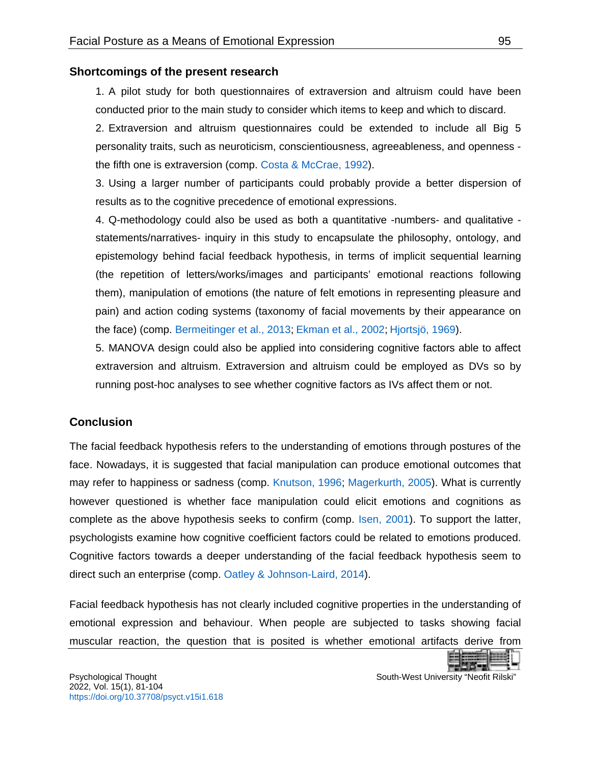## Shortcomings of the present research

1. A pilot study for both questionnaires of extraversion and altruism could have been conducted prior to the main study to consider which items to keep and which to discard.
2. Extraversion and altruism questionnaires could be extended to include all Big 5 personality traits, such as neuroticism, conscientiousness, agreeableness, and openness - the fifth one is extraversion (comp. Costa & McCrae, 1992).
3. Using a larger number of participants could probably provide a better dispersion of results as to the cognitive precedence of emotional expressions.
4. Q-methodology could also be used as both a quantitative -numbers- and qualitative -statements/narratives- inquiry in this study to encapsulate the philosophy, ontology, and epistemology behind facial feedback hypothesis, in terms of implicit sequential learning (the repetition of letters/works/images and participants' emotional reactions following them), manipulation of emotions (the nature of felt emotions in representing pleasure and pain) and action coding systems (taxonomy of facial movements by their appearance on the face) (comp. Bermeitinger et al., 2013; Ekman et al., 2002; Hjortsjö, 1969).
5. MANOVA design could also be applied into considering cognitive factors able to affect extraversion and altruism. Extraversion and altruism could be employed as DVs so by running post-hoc analyses to see whether cognitive factors as IVs affect them or not.

## Conclusion

The facial feedback hypothesis refers to the understanding of emotions through postures of the face. Nowadays, it is suggested that facial manipulation can produce emotional outcomes that may refer to happiness or sadness (comp. Knutson, 1996; Magerkurth, 2005). What is currently however questioned is whether face manipulation could elicit emotions and cognitions as complete as the above hypothesis seeks to confirm (comp. Isen, 2001). To support the latter, psychologists examine how cognitive coefficient factors could be related to emotions produced. Cognitive factors towards a deeper understanding of the facial feedback hypothesis seem to direct such an enterprise (comp. Oatley & Johnson-Laird, 2014).

Facial feedback hypothesis has not clearly included cognitive properties in the understanding of emotional expression and behaviour. When people are subjected to tasks showing facial muscular reaction, the question that is posited is whether emotional artifacts derive from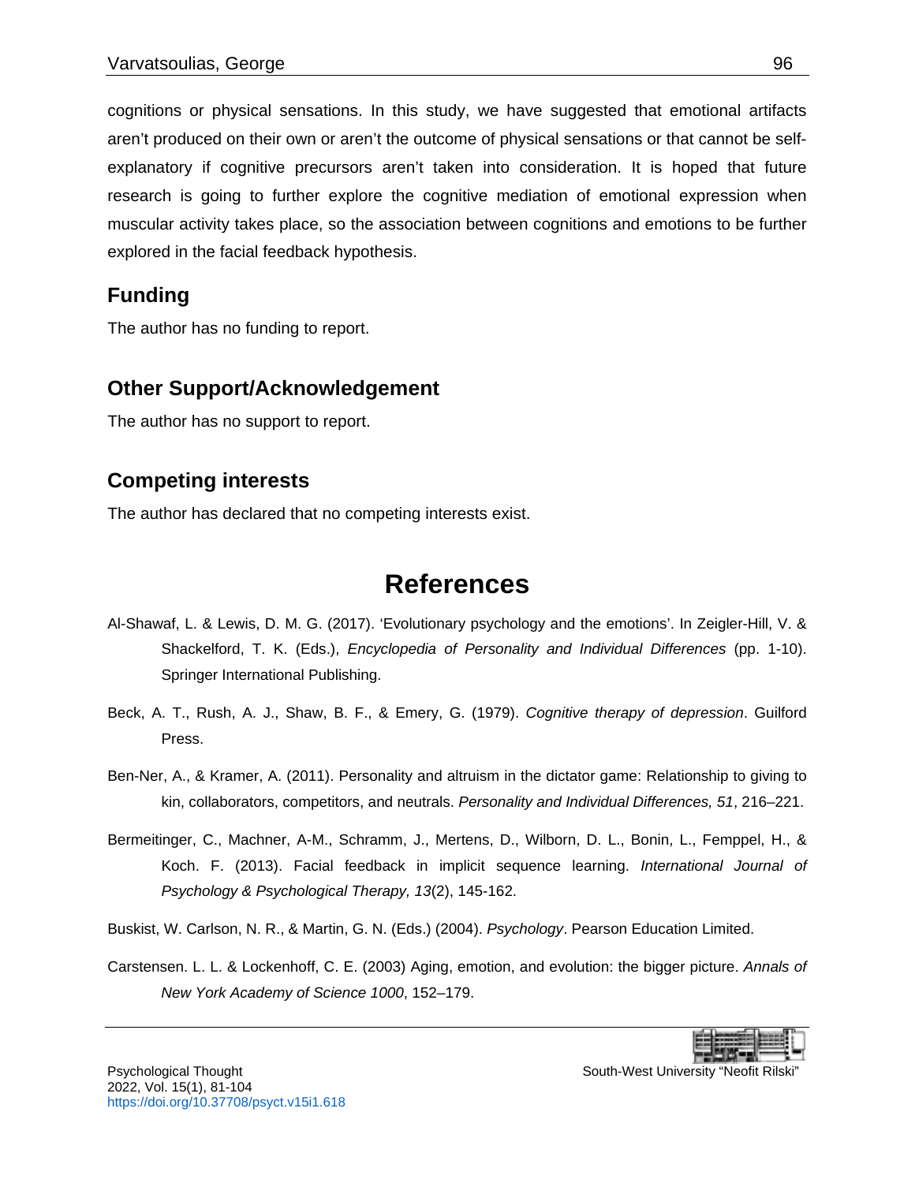cognitions or physical sensations. In this study, we have suggested that emotional artifacts aren't produced on their own or aren't the outcome of physical sensations or that cannot be self-explanatory if cognitive precursors aren't taken into consideration. It is hoped that future research is going to further explore the cognitive mediation of emotional expression when muscular activity takes place, so the association between cognitions and emotions to be further explored in the facial feedback hypothesis.

## Funding

The author has no funding to report.

## Other Support/Acknowledgement

The author has no support to report.

## Competing interests

The author has declared that no competing interests exist.

# References

Al-Shawaf, L. & Lewis, D. M. G. (2017). 'Evolutionary psychology and the emotions'. In Zeigler-Hill, V. & Shackelford, T. K. (Eds.), *Encyclopedia of Personality and Individual Differences* (pp. 1-10). Springer International Publishing.

Beck, A. T., Rush, A. J., Shaw, B. F., & Emery, G. (1979). *Cognitive therapy of depression*. Guilford Press.

Ben-Ner, A., & Kramer, A. (2011). Personality and altruism in the dictator game: Relationship to giving to kin, collaborators, competitors, and neutrals. *Personality and Individual Differences, 51*, 216–221.

Bermeitinger, C., Machner, A-M., Schramm, J., Mertens, D., Wilborn, D. L., Bonin, L., Femppel, H., & Koch. F. (2013). Facial feedback in implicit sequence learning. *International Journal of Psychology & Psychological Therapy, 13*(2), 145-162.

Buskist, W. Carlson, N. R., & Martin, G. N. (Eds.) (2004). *Psychology*. Pearson Education Limited.

Carstensen. L. L. & Lockenhoff, C. E. (2003) Aging, emotion, and evolution: the bigger picture. *Annals of New York Academy of Science 1000*, 152–179.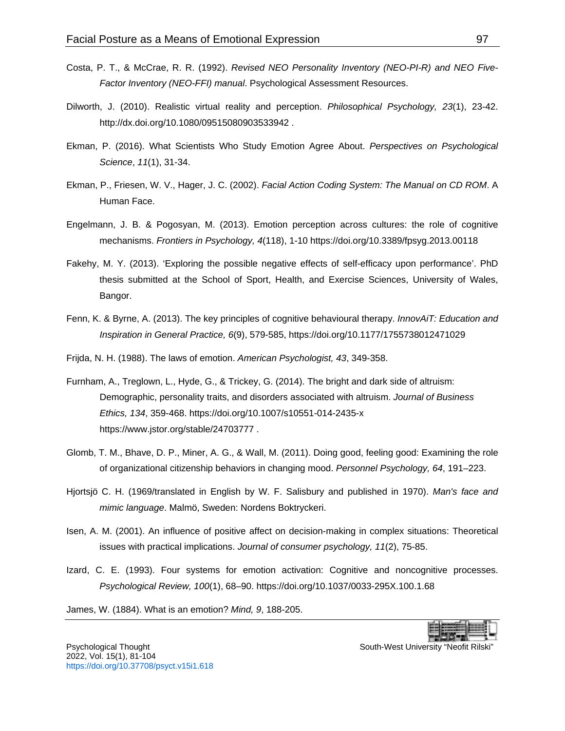Costa, P. T., & McCrae, R. R. (1992). *Revised NEO Personality Inventory (NEO-PI-R) and NEO Five-Factor Inventory (NEO-FFI) manual*. Psychological Assessment Resources.

Dilworth, J. (2010). Realistic virtual reality and perception. *Philosophical Psychology, 23*(1), 23-42. http://dx.doi.org/10.1080/09515080903533942 .

Ekman, P. (2016). What Scientists Who Study Emotion Agree About. *Perspectives on Psychological Science*, *11*(1), 31-34.

Ekman, P., Friesen, W. V., Hager, J. C. (2002). *Facial Action Coding System: The Manual on CD ROM*. A Human Face.

Engelmann, J. B. & Pogosyan, M. (2013). Emotion perception across cultures: the role of cognitive mechanisms. *Frontiers in Psychology, 4*(118), 1-10 https://doi.org/10.3389/fpsyg.2013.00118

Fakehy, M. Y. (2013). 'Exploring the possible negative effects of self-efficacy upon performance'. PhD thesis submitted at the School of Sport, Health, and Exercise Sciences, University of Wales, Bangor.

Fenn, K. & Byrne, A. (2013). The key principles of cognitive behavioural therapy. *InnovAiT: Education and Inspiration in General Practice, 6*(9), 579-585, https://doi.org/10.1177/1755738012471029

Frijda, N. H. (1988). The laws of emotion. *American Psychologist, 43*, 349-358.

Furnham, A., Treglown, L., Hyde, G., & Trickey, G. (2014). The bright and dark side of altruism: Demographic, personality traits, and disorders associated with altruism. *Journal of Business Ethics, 134*, 359-468. https://doi.org/10.1007/s10551-014-2435-x https://www.jstor.org/stable/24703777 .

Glomb, T. M., Bhave, D. P., Miner, A. G., & Wall, M. (2011). Doing good, feeling good: Examining the role of organizational citizenship behaviors in changing mood. *Personnel Psychology, 64*, 191–223.

Hjortsjö C. H. (1969/translated in English by W. F. Salisbury and published in 1970). *Man's face and mimic language*. Malmö, Sweden: Nordens Boktryckeri.

Isen, A. M. (2001). An influence of positive affect on decision-making in complex situations: Theoretical issues with practical implications. *Journal of consumer psychology, 11*(2), 75-85.

Izard, C. E. (1993). Four systems for emotion activation: Cognitive and noncognitive processes. *Psychological Review, 100*(1), 68–90. https://doi.org/10.1037/0033-295X.100.1.68

James, W. (1884). What is an emotion? *Mind, 9*, 188-205.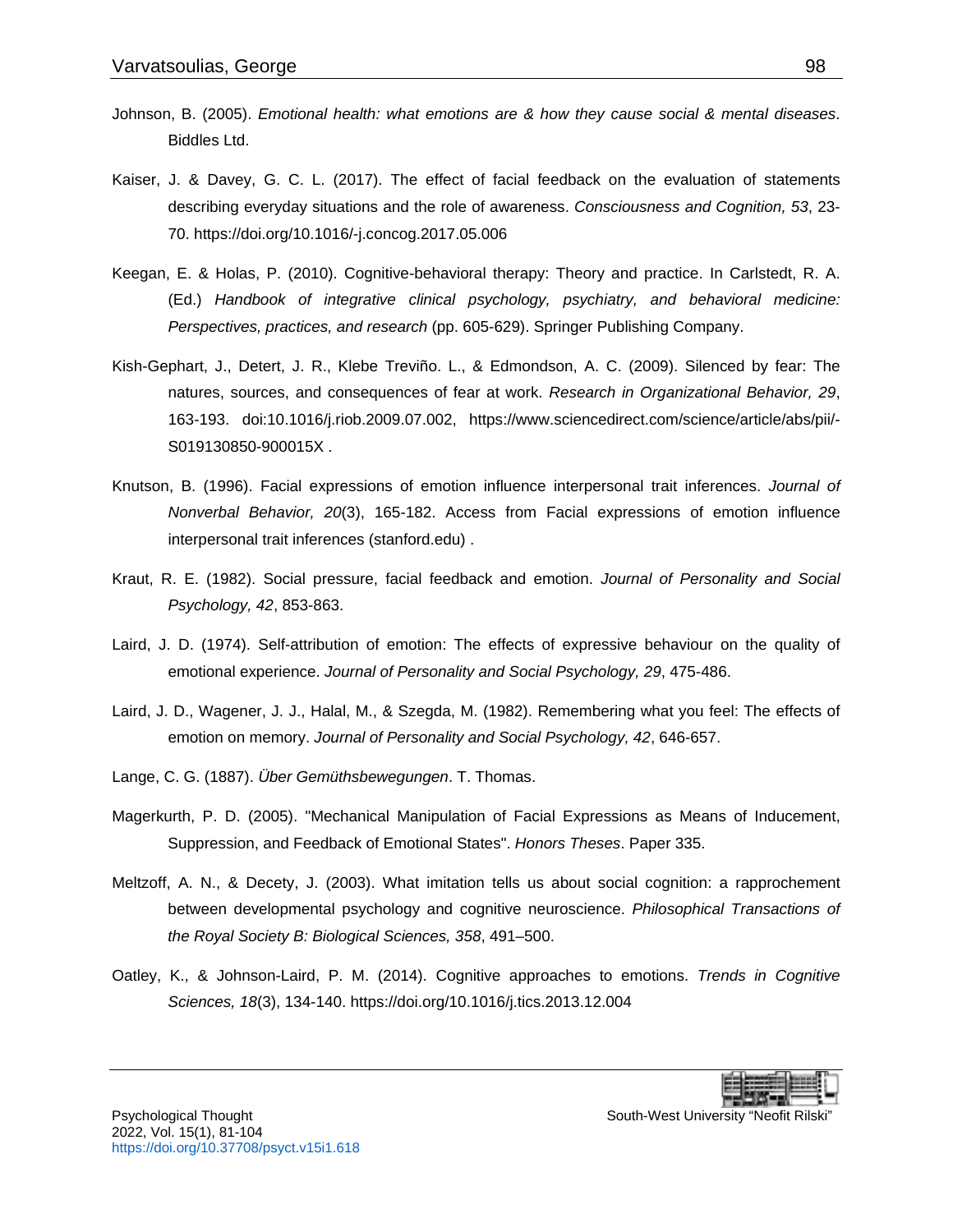Johnson, B. (2005). *Emotional health: what emotions are & how they cause social & mental diseases*. Biddles Ltd.

Kaiser, J. & Davey, G. C. L. (2017). The effect of facial feedback on the evaluation of statements describing everyday situations and the role of awareness. *Consciousness and Cognition, 53*, 23-70. https://doi.org/10.1016/-j.concog.2017.05.006

Keegan, E. & Holas, P. (2010). Cognitive-behavioral therapy: Theory and practice. In Carlstedt, R. A. (Ed.) *Handbook of integrative clinical psychology, psychiatry, and behavioral medicine: Perspectives, practices, and research* (pp. 605-629). Springer Publishing Company.

Kish-Gephart, J., Detert, J. R., Klebe Treviño. L., & Edmondson, A. C. (2009). Silenced by fear: The natures, sources, and consequences of fear at work. *Research in Organizational Behavior, 29*, 163-193. doi:10.1016/j.riob.2009.07.002, https://www.sciencedirect.com/science/article/abs/pii/-S019130850-900015X .

Knutson, B. (1996). Facial expressions of emotion influence interpersonal trait inferences. *Journal of Nonverbal Behavior, 20*(3), 165-182. Access from Facial expressions of emotion influence interpersonal trait inferences (stanford.edu) .

Kraut, R. E. (1982). Social pressure, facial feedback and emotion. *Journal of Personality and Social Psychology, 42*, 853-863.

Laird, J. D. (1974). Self-attribution of emotion: The effects of expressive behaviour on the quality of emotional experience. *Journal of Personality and Social Psychology, 29*, 475-486.

Laird, J. D., Wagener, J. J., Halal, M., & Szegda, M. (1982). Remembering what you feel: The effects of emotion on memory. *Journal of Personality and Social Psychology, 42*, 646-657.

Lange, C. G. (1887). *Über Gemüthsbewegungen*. T. Thomas.

Magerkurth, P. D. (2005). "Mechanical Manipulation of Facial Expressions as Means of Inducement, Suppression, and Feedback of Emotional States". *Honors Theses*. Paper 335.

Meltzoff, A. N., & Decety, J. (2003). What imitation tells us about social cognition: a rapprochement between developmental psychology and cognitive neuroscience. *Philosophical Transactions of the Royal Society B: Biological Sciences, 358*, 491–500.

Oatley, K., & Johnson-Laird, P. M. (2014). Cognitive approaches to emotions. *Trends in Cognitive Sciences, 18*(3), 134-140. https://doi.org/10.1016/j.tics.2013.12.004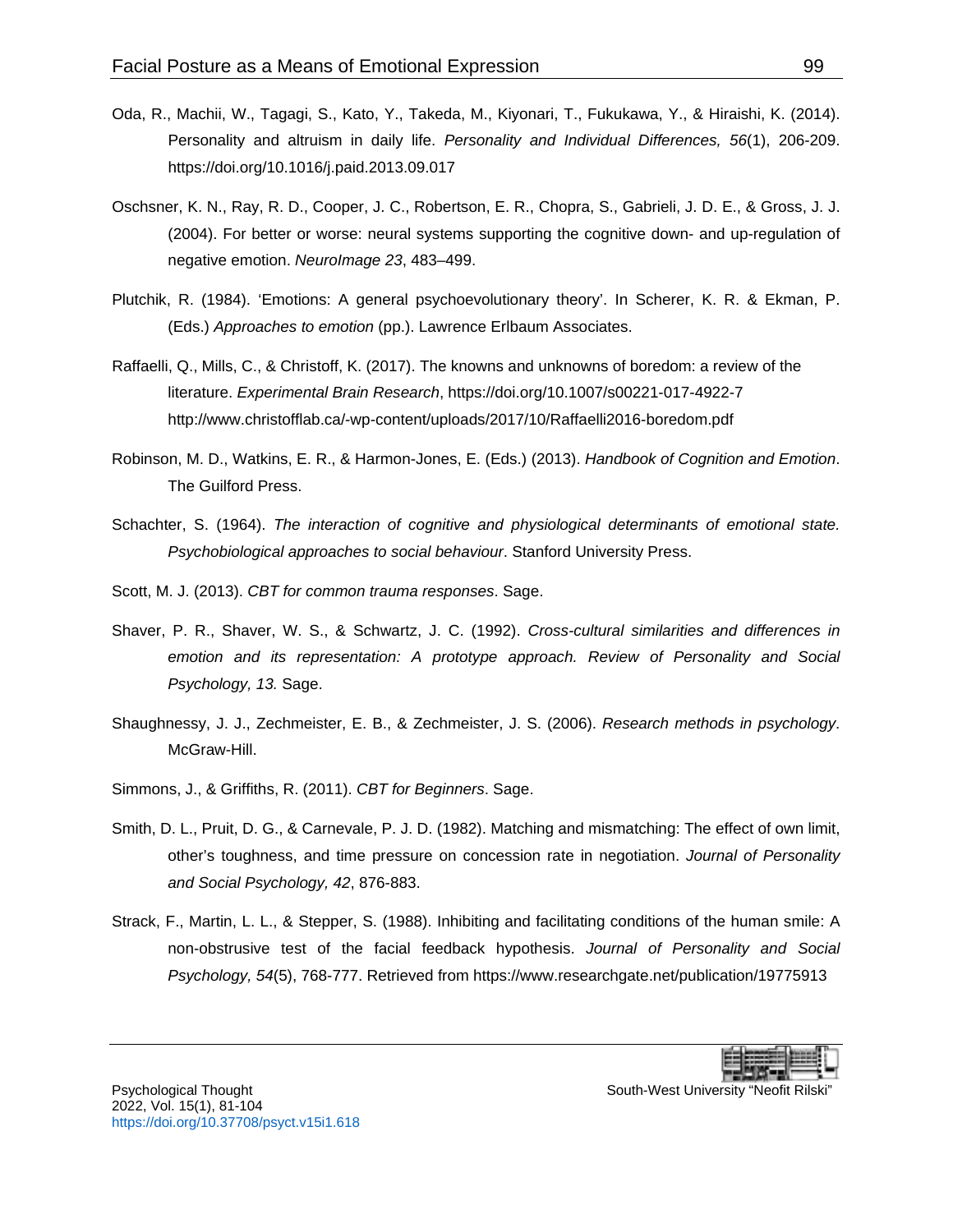Oda, R., Machii, W., Tagagi, S., Kato, Y., Takeda, M., Kiyonari, T., Fukukawa, Y., & Hiraishi, K. (2014). Personality and altruism in daily life. *Personality and Individual Differences, 56*(1), 206-209. https://doi.org/10.1016/j.paid.2013.09.017

Oschsner, K. N., Ray, R. D., Cooper, J. C., Robertson, E. R., Chopra, S., Gabrieli, J. D. E., & Gross, J. J. (2004). For better or worse: neural systems supporting the cognitive down- and up-regulation of negative emotion. *NeuroImage 23*, 483–499.

Plutchik, R. (1984). 'Emotions: A general psychoevolutionary theory'. In Scherer, K. R. & Ekman, P. (Eds.) *Approaches to emotion* (pp.). Lawrence Erlbaum Associates.

Raffaelli, Q., Mills, C., & Christoff, K. (2017). The knowns and unknowns of boredom: a review of the literature. *Experimental Brain Research*, https://doi.org/10.1007/s00221-017-4922-7 http://www.christofflab.ca/-wp-content/uploads/2017/10/Raffaelli2016-boredom.pdf

Robinson, M. D., Watkins, E. R., & Harmon-Jones, E. (Eds.) (2013). *Handbook of Cognition and Emotion*. The Guilford Press.

Schachter, S. (1964). *The interaction of cognitive and physiological determinants of emotional state. Psychobiological approaches to social behaviour*. Stanford University Press.

Scott, M. J. (2013). *CBT for common trauma responses*. Sage.

Shaver, P. R., Shaver, W. S., & Schwartz, J. C. (1992). *Cross-cultural similarities and differences in emotion and its representation: A prototype approach. Review of Personality and Social Psychology, 13.* Sage.

Shaughnessy, J. J., Zechmeister, E. B., & Zechmeister, J. S. (2006). *Research methods in psychology*. McGraw-Hill.

Simmons, J., & Griffiths, R. (2011). *CBT for Beginners*. Sage.

Smith, D. L., Pruit, D. G., & Carnevale, P. J. D. (1982). Matching and mismatching: The effect of own limit, other's toughness, and time pressure on concession rate in negotiation. *Journal of Personality and Social Psychology, 42*, 876-883.

Strack, F., Martin, L. L., & Stepper, S. (1988). Inhibiting and facilitating conditions of the human smile: A non-obstrusive test of the facial feedback hypothesis. *Journal of Personality and Social Psychology, 54*(5), 768-777. Retrieved from https://www.researchgate.net/publication/19775913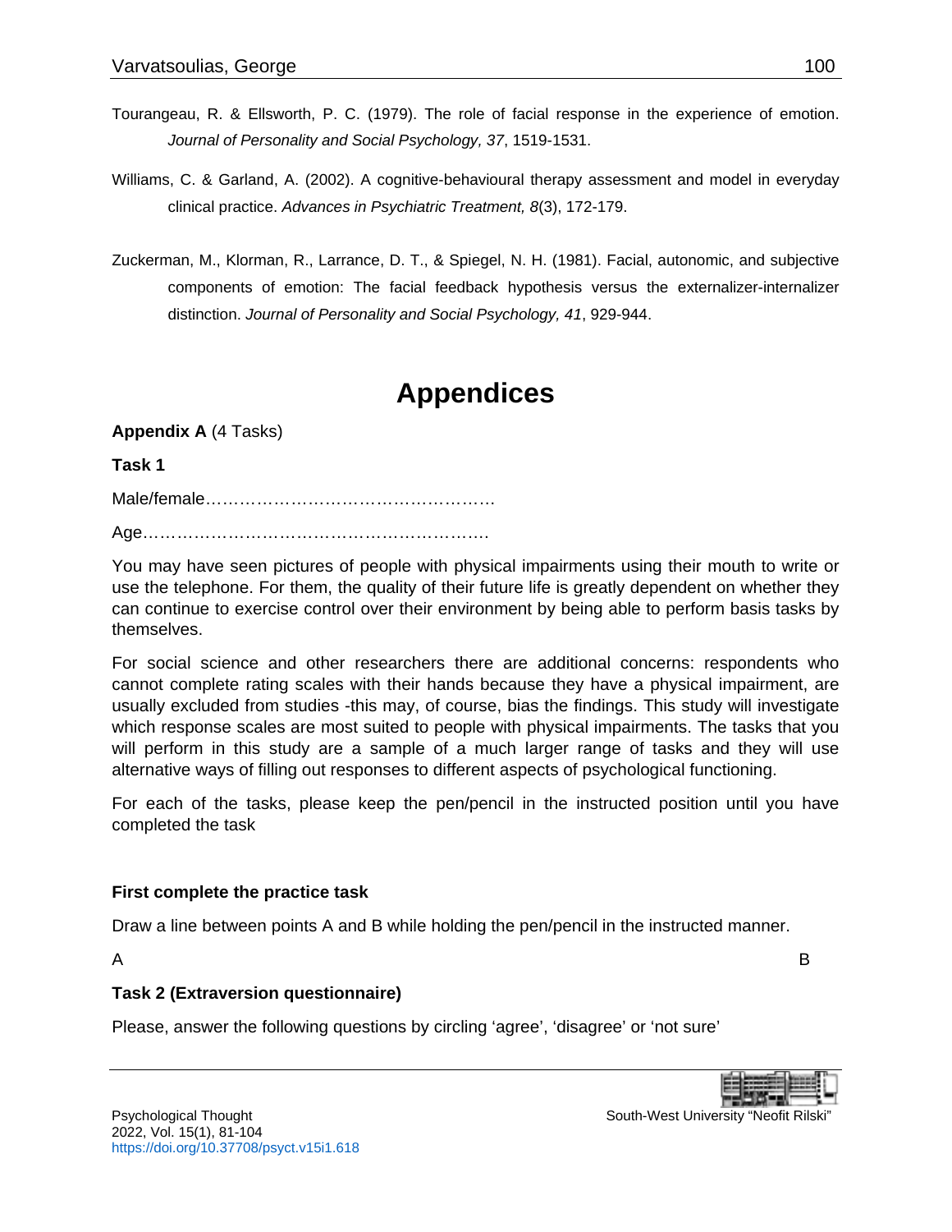Tourangeau, R. & Ellsworth, P. C. (1979). The role of facial response in the experience of emotion. *Journal of Personality and Social Psychology, 37*, 1519-1531.

Williams, C. & Garland, A. (2002). A cognitive-behavioural therapy assessment and model in everyday clinical practice. *Advances in Psychiatric Treatment, 8*(3), 172-179.

Zuckerman, M., Klorman, R., Larrance, D. T., & Spiegel, N. H. (1981). Facial, autonomic, and subjective components of emotion: The facial feedback hypothesis versus the externalizer-internalizer distinction. *Journal of Personality and Social Psychology, 41*, 929-944.

# Appendices

**Appendix A** (4 Tasks)

**Task 1**

Male/female……………………………………………

Age……………………………………………………….

You may have seen pictures of people with physical impairments using their mouth to write or use the telephone. For them, the quality of their future life is greatly dependent on whether they can continue to exercise control over their environment by being able to perform basis tasks by themselves.

For social science and other researchers there are additional concerns: respondents who cannot complete rating scales with their hands because they have a physical impairment, are usually excluded from studies -this may, of course, bias the findings. This study will investigate which response scales are most suited to people with physical impairments. The tasks that you will perform in this study are a sample of a much larger range of tasks and they will use alternative ways of filling out responses to different aspects of psychological functioning.

For each of the tasks, please keep the pen/pencil in the instructed position until you have completed the task

**First complete the practice task**

Draw a line between points A and B while holding the pen/pencil in the instructed manner.

A                                                                                                                        B

**Task 2 (Extraversion questionnaire)**

Please, answer the following questions by circling ‘agree’, ‘disagree’ or ‘not sure’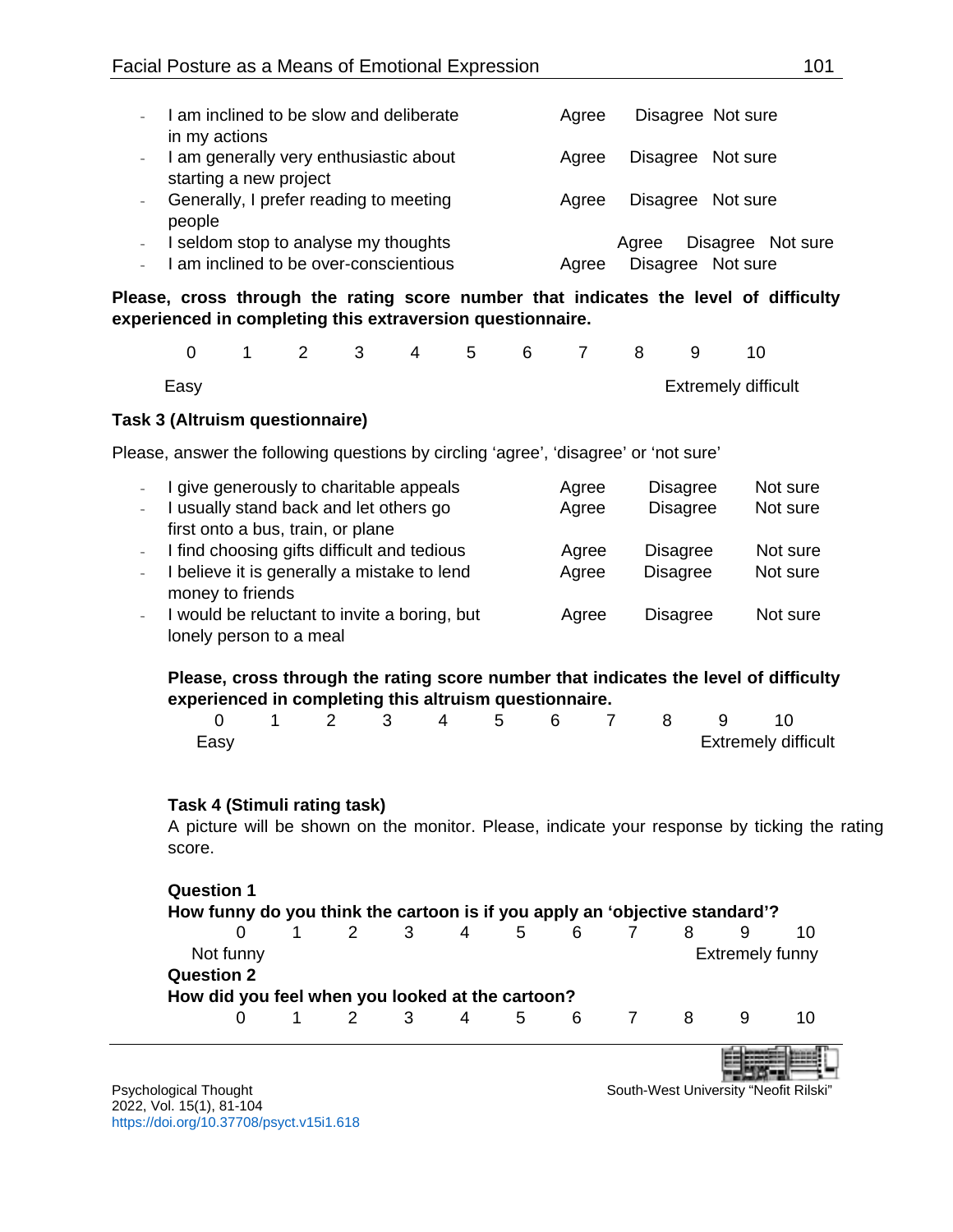- I am inclined to be slow and deliberate in my actions — Agree  Disagree  Not sure
- I am generally very enthusiastic about starting a new project — Agree  Disagree  Not sure
- Generally, I prefer reading to meeting people — Agree  Disagree  Not sure
- I seldom stop to analyse my thoughts — Agree  Disagree  Not sure
- I am inclined to be over-conscientious — Agree  Disagree  Not sure

**Please, cross through the rating score number that indicates the level of difficulty experienced in completing this extraversion questionnaire.**

0  1  2  3  4  5  6  7  8  9  10

Easy … Extremely difficult

**Task 3 (Altruism questionnaire)**

Please, answer the following questions by circling 'agree', 'disagree' or 'not sure'

- I give generously to charitable appeals — Agree  Disagree  Not sure
- I usually stand back and let others go first onto a bus, train, or plane — Agree  Disagree  Not sure
- I find choosing gifts difficult and tedious — Agree  Disagree  Not sure
- I believe it is generally a mistake to lend money to friends — Agree  Disagree  Not sure
- I would be reluctant to invite a boring, but lonely person to a meal — Agree  Disagree  Not sure

**Please, cross through the rating score number that indicates the level of difficulty experienced in completing this altruism questionnaire.**

0  1  2  3  4  5  6  7  8  9  10

Easy … Extremely difficult

**Task 4 (Stimuli rating task)**

A picture will be shown on the monitor. Please, indicate your response by ticking the rating score.

**Question 1**

**How funny do you think the cartoon is if you apply an 'objective standard'?**

0  1  2  3  4  5  6  7  8  9  10

Not funny … Extremely funny

**Question 2**

**How did you feel when you looked at the cartoon?**

0  1  2  3  4  5  6  7  8  9  10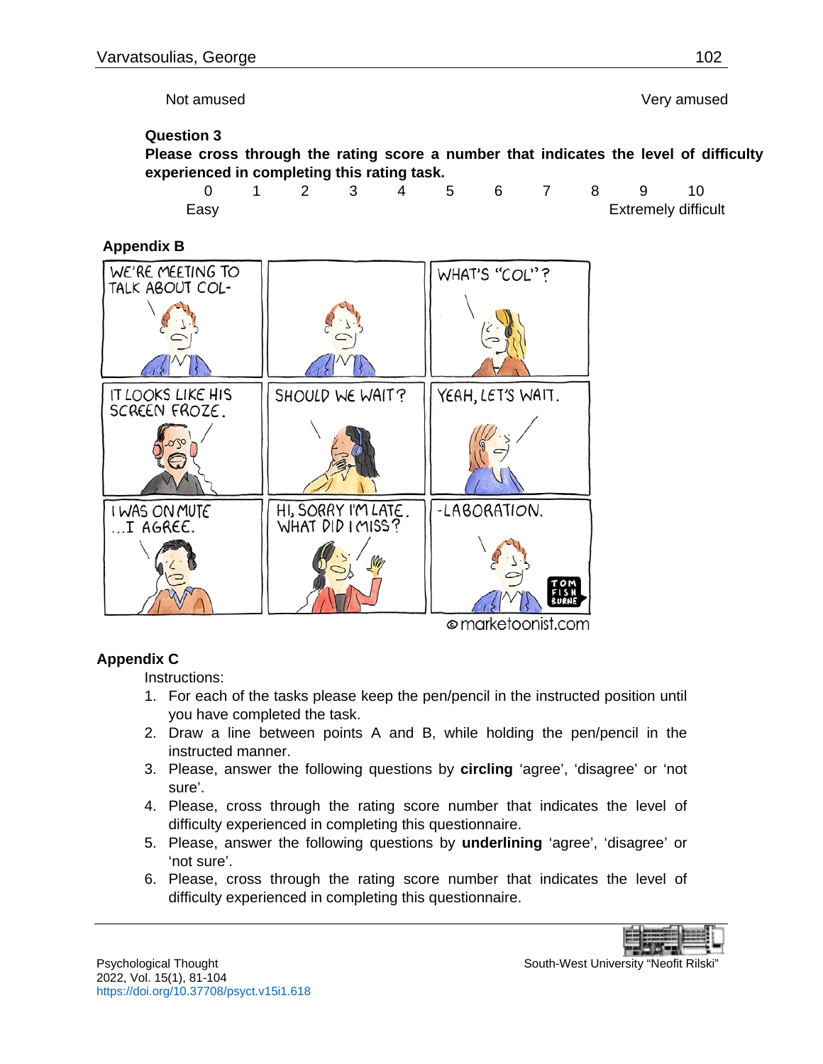Not amused Very amused

**Question 3**

**Please cross through the rating score a number that indicates the level of difficulty experienced in completing this rating task.**

| 0 | 1 | 2 | 3 | 4 | 5 | 6 | 7 | 8 | 9 | 10 |
|---|---|---|---|---|---|---|---|---|---|---|
| Easy | | | | | | | | | | Extremely difficult |

## Appendix B

## Appendix C

Instructions:

1. For each of the tasks please keep the pen/pencil in the instructed position until you have completed the task.
2. Draw a line between points A and B, while holding the pen/pencil in the instructed manner.
3. Please, answer the following questions by **circling** 'agree', 'disagree' or 'not sure'.
4. Please, cross through the rating score number that indicates the level of difficulty experienced in completing this questionnaire.
5. Please, answer the following questions by **underlining** 'agree', 'disagree' or 'not sure'.
6. Please, cross through the rating score number that indicates the level of difficulty experienced in completing this questionnaire.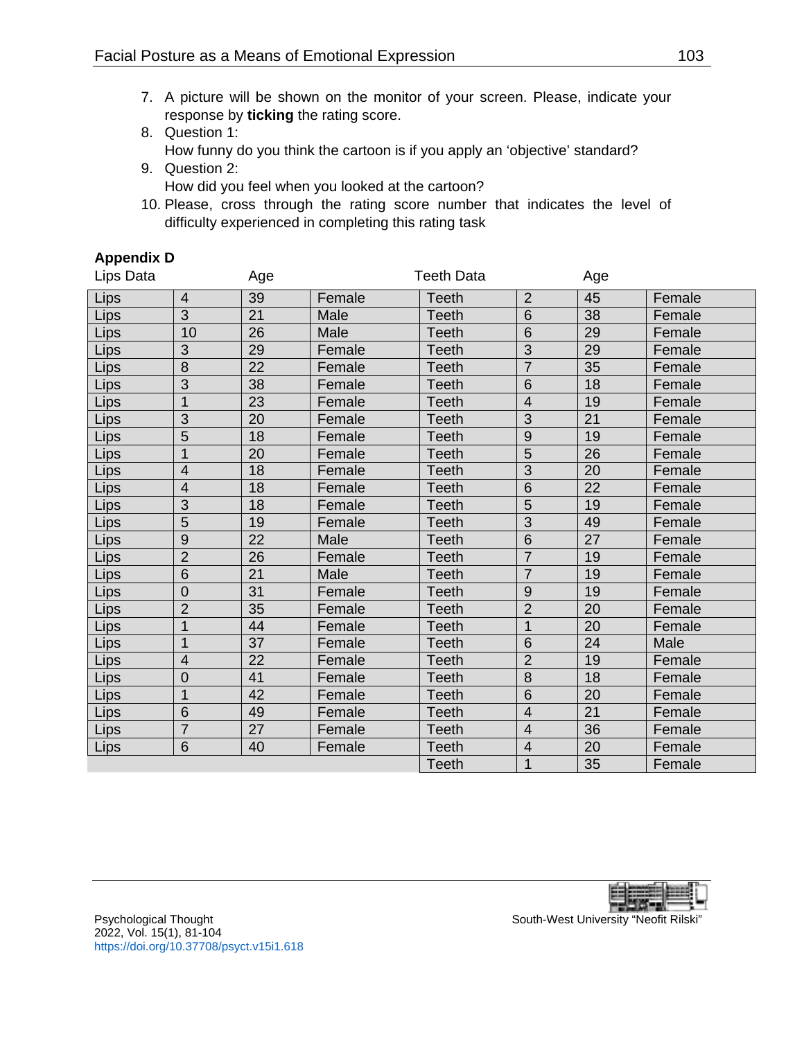7. A picture will be shown on the monitor of your screen. Please, indicate your response by **ticking** the rating score.
8. Question 1:
   How funny do you think the cartoon is if you apply an 'objective' standard?
9. Question 2:
   How did you feel when you looked at the cartoon?
10. Please, cross through the rating score number that indicates the level of difficulty experienced in completing this rating task

**Appendix D**

| Lips Data | | Age | | Teeth Data | | Age | |
|---|---|---|---|---|---|---|---|
| Lips | 4 | 39 | Female | Teeth | 2 | 45 | Female |
| Lips | 3 | 21 | Male | Teeth | 6 | 38 | Female |
| Lips | 10 | 26 | Male | Teeth | 6 | 29 | Female |
| Lips | 3 | 29 | Female | Teeth | 3 | 29 | Female |
| Lips | 8 | 22 | Female | Teeth | 7 | 35 | Female |
| Lips | 3 | 38 | Female | Teeth | 6 | 18 | Female |
| Lips | 1 | 23 | Female | Teeth | 4 | 19 | Female |
| Lips | 3 | 20 | Female | Teeth | 3 | 21 | Female |
| Lips | 5 | 18 | Female | Teeth | 9 | 19 | Female |
| Lips | 1 | 20 | Female | Teeth | 5 | 26 | Female |
| Lips | 4 | 18 | Female | Teeth | 3 | 20 | Female |
| Lips | 4 | 18 | Female | Teeth | 6 | 22 | Female |
| Lips | 3 | 18 | Female | Teeth | 5 | 19 | Female |
| Lips | 5 | 19 | Female | Teeth | 3 | 49 | Female |
| Lips | 9 | 22 | Male | Teeth | 6 | 27 | Female |
| Lips | 2 | 26 | Female | Teeth | 7 | 19 | Female |
| Lips | 6 | 21 | Male | Teeth | 7 | 19 | Female |
| Lips | 0 | 31 | Female | Teeth | 9 | 19 | Female |
| Lips | 2 | 35 | Female | Teeth | 2 | 20 | Female |
| Lips | 1 | 44 | Female | Teeth | 1 | 20 | Female |
| Lips | 1 | 37 | Female | Teeth | 6 | 24 | Male |
| Lips | 4 | 22 | Female | Teeth | 2 | 19 | Female |
| Lips | 0 | 41 | Female | Teeth | 8 | 18 | Female |
| Lips | 1 | 42 | Female | Teeth | 6 | 20 | Female |
| Lips | 6 | 49 | Female | Teeth | 4 | 21 | Female |
| Lips | 7 | 27 | Female | Teeth | 4 | 36 | Female |
| Lips | 6 | 40 | Female | Teeth | 4 | 20 | Female |
| | | | | Teeth | 1 | 35 | Female |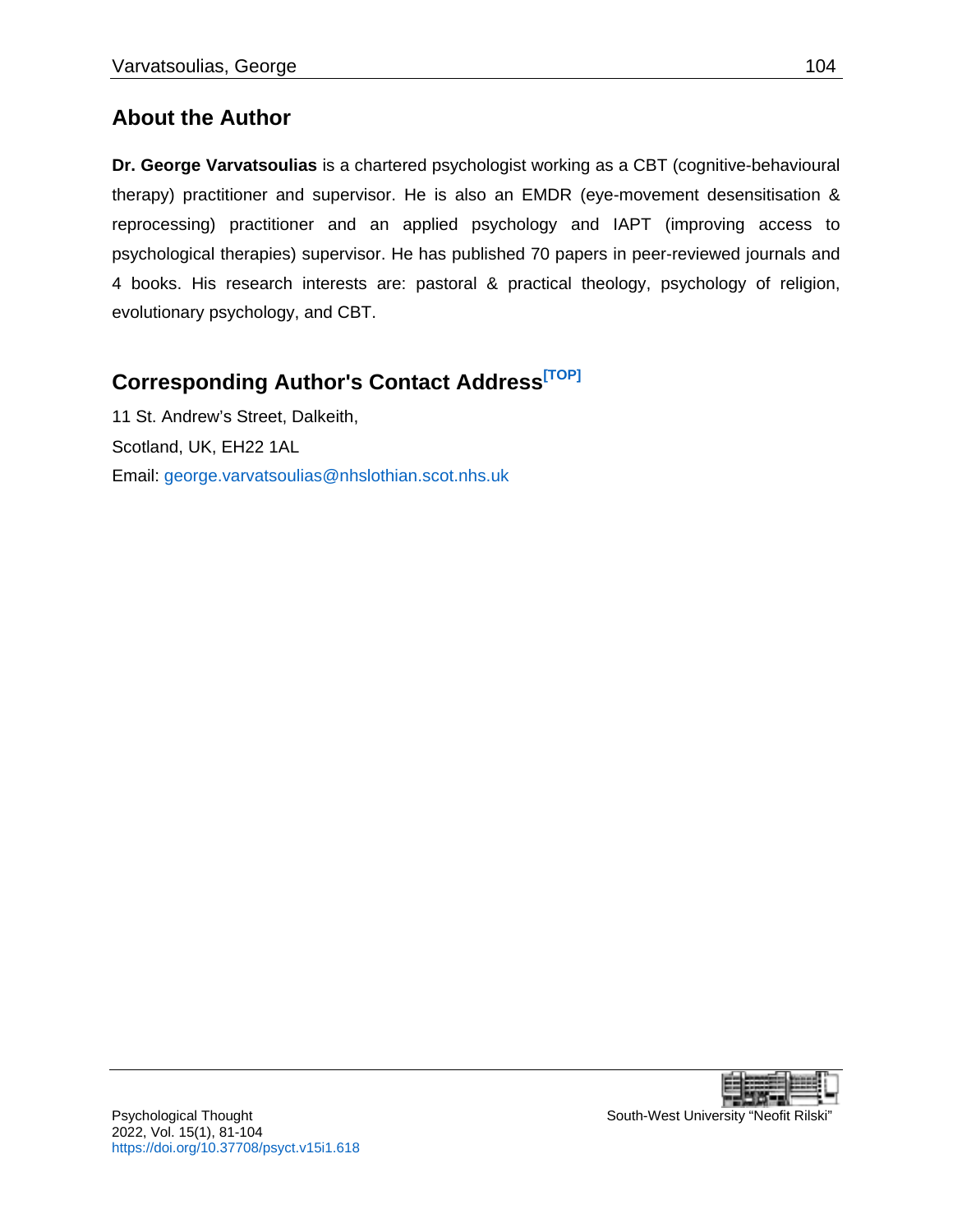## About the Author

**Dr. George Varvatsoulias** is a chartered psychologist working as a CBT (cognitive-behavioural therapy) practitioner and supervisor. He is also an EMDR (eye-movement desensitisation & reprocessing) practitioner and an applied psychology and IAPT (improving access to psychological therapies) supervisor. He has published 70 papers in peer-reviewed journals and 4 books. His research interests are: pastoral & practical theology, psychology of religion, evolutionary psychology, and CBT.

## Corresponding Author's Contact Address[TOP]

11 St. Andrew's Street, Dalkeith,

Scotland, UK, EH22 1AL

Email: george.varvatsoulias@nhslothian.scot.nhs.uk